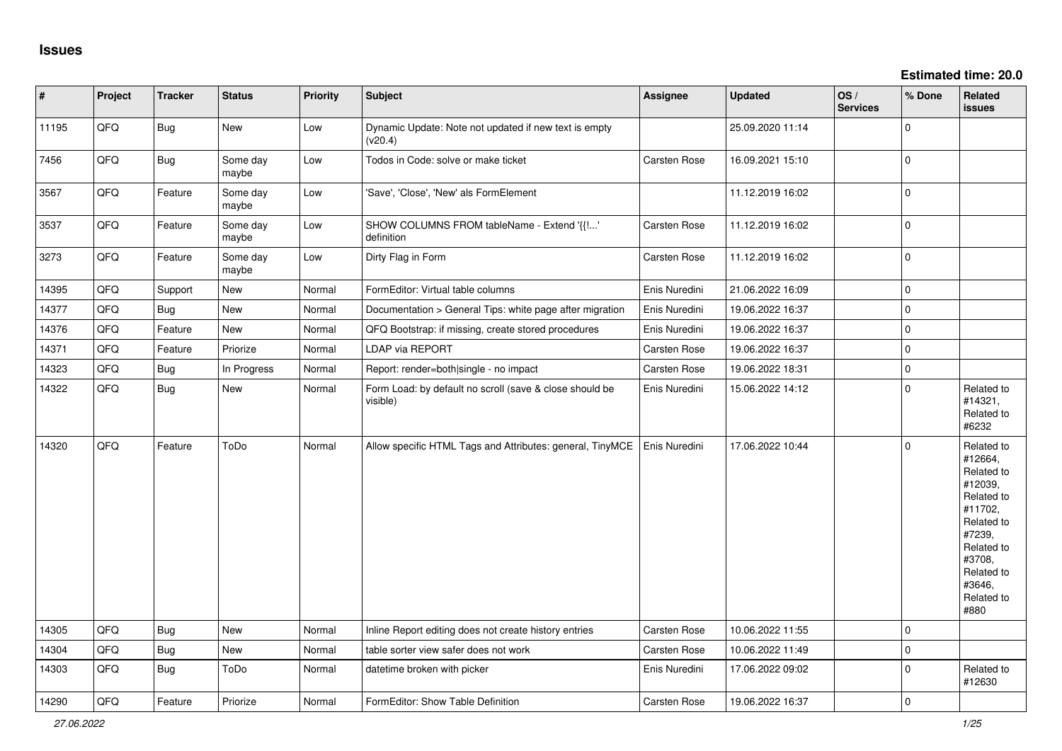# Issues

**Estimated time: 20.0**

| # | Project | Tracker | Status | Priority | Subject | Assignee | Updated | OS / Services | % Done | Related issues |
|---|---|---|---|---|---|---|---|---|---|---|
| 11195 | QFQ | Bug | New | Low | Dynamic Update: Note not updated if new text is empty (v20.4) | | 25.09.2020 11:14 | | 0 | |
| 7456 | QFQ | Bug | Some day maybe | Low | Todos in Code: solve or make ticket | Carsten Rose | 16.09.2021 15:10 | | 0 | |
| 3567 | QFQ | Feature | Some day maybe | Low | 'Save', 'Close', 'New' als FormElement | | 11.12.2019 16:02 | | 0 | |
| 3537 | QFQ | Feature | Some day maybe | Low | SHOW COLUMNS FROM tableName - Extend '{{!...' definition | Carsten Rose | 11.12.2019 16:02 | | 0 | |
| 3273 | QFQ | Feature | Some day maybe | Low | Dirty Flag in Form | Carsten Rose | 11.12.2019 16:02 | | 0 | |
| 14395 | QFQ | Support | New | Normal | FormEditor: Virtual table columns | Enis Nuredini | 21.06.2022 16:09 | | 0 | |
| 14377 | QFQ | Bug | New | Normal | Documentation > General Tips: white page after migration | Enis Nuredini | 19.06.2022 16:37 | | 0 | |
| 14376 | QFQ | Feature | New | Normal | QFQ Bootstrap: if missing, create stored procedures | Enis Nuredini | 19.06.2022 16:37 | | 0 | |
| 14371 | QFQ | Feature | Priorize | Normal | LDAP via REPORT | Carsten Rose | 19.06.2022 16:37 | | 0 | |
| 14323 | QFQ | Bug | In Progress | Normal | Report: render=both\|single - no impact | Carsten Rose | 19.06.2022 18:31 | | 0 | |
| 14322 | QFQ | Bug | New | Normal | Form Load: by default no scroll (save & close should be visible) | Enis Nuredini | 15.06.2022 14:12 | | 0 | Related to #14321, Related to #6232 |
| 14320 | QFQ | Feature | ToDo | Normal | Allow specific HTML Tags and Attributes: general, TinyMCE | Enis Nuredini | 17.06.2022 10:44 | | 0 | Related to #12664, Related to #12039, Related to #11702, Related to #7239, Related to #3708, Related to #3646, Related to #880 |
| 14305 | QFQ | Bug | New | Normal | Inline Report editing does not create history entries | Carsten Rose | 10.06.2022 11:55 | | 0 | |
| 14304 | QFQ | Bug | New | Normal | table sorter view safer does not work | Carsten Rose | 10.06.2022 11:49 | | 0 | |
| 14303 | QFQ | Bug | ToDo | Normal | datetime broken with picker | Enis Nuredini | 17.06.2022 09:02 | | 0 | Related to #12630 |
| 14290 | QFQ | Feature | Priorize | Normal | FormEditor: Show Table Definition | Carsten Rose | 19.06.2022 16:37 | | 0 | |

*27.06.2022*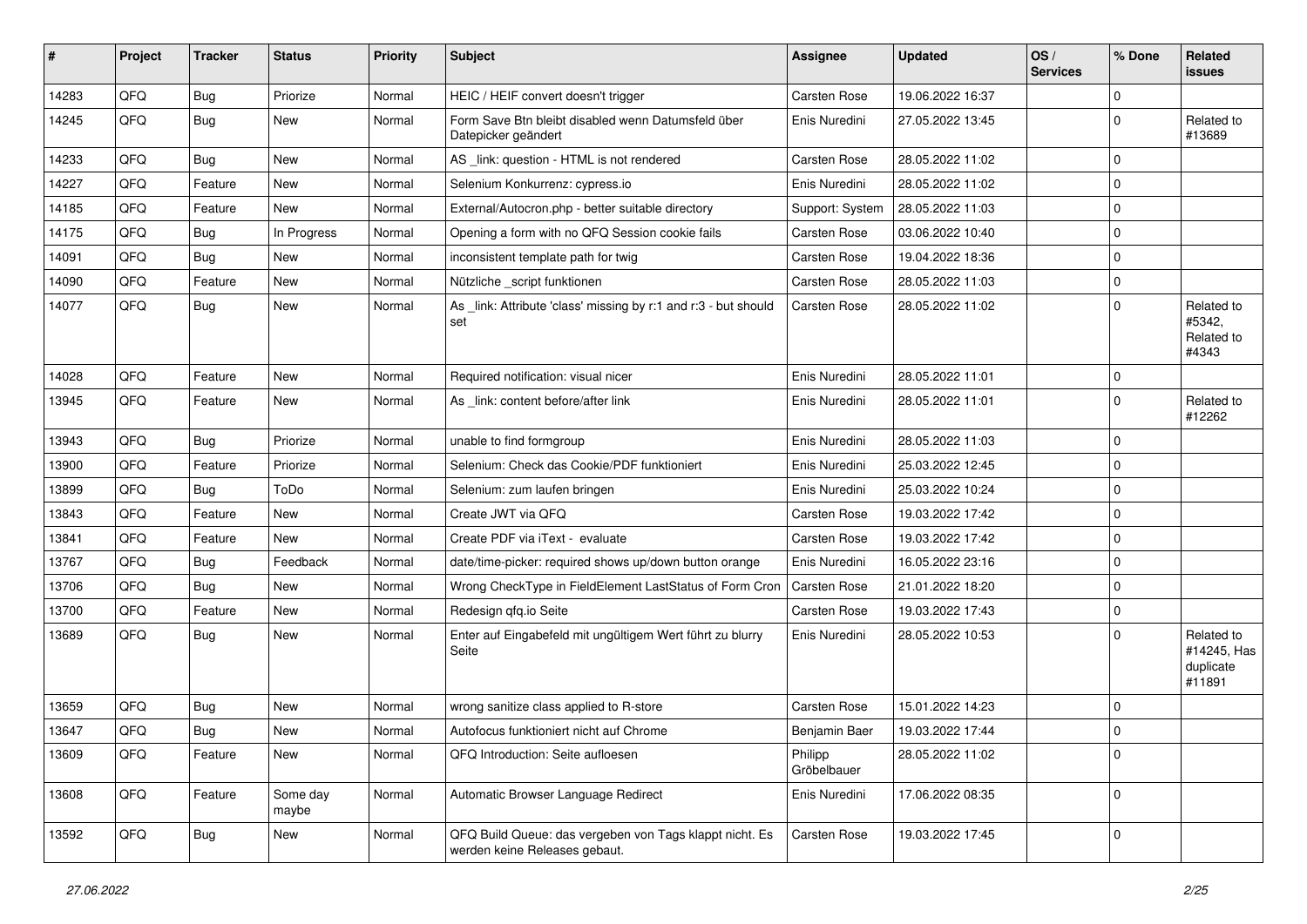| # | Project | Tracker | Status | Priority | Subject | Assignee | Updated | OS / Services | % Done | Related issues |
|---|---|---|---|---|---|---|---|---|---|---|
| 14283 | QFQ | Bug | Priorize | Normal | HEIC / HEIF convert doesn't trigger | Carsten Rose | 19.06.2022 16:37 | | 0 | |
| 14245 | QFQ | Bug | New | Normal | Form Save Btn bleibt disabled wenn Datumsfeld über Datepicker geändert | Enis Nuredini | 27.05.2022 13:45 | | 0 | Related to #13689 |
| 14233 | QFQ | Bug | New | Normal | AS _link: question - HTML is not rendered | Carsten Rose | 28.05.2022 11:02 | | 0 | |
| 14227 | QFQ | Feature | New | Normal | Selenium Konkurrenz: cypress.io | Enis Nuredini | 28.05.2022 11:02 | | 0 | |
| 14185 | QFQ | Feature | New | Normal | External/Autocron.php - better suitable directory | Support: System | 28.05.2022 11:03 | | 0 | |
| 14175 | QFQ | Bug | In Progress | Normal | Opening a form with no QFQ Session cookie fails | Carsten Rose | 03.06.2022 10:40 | | 0 | |
| 14091 | QFQ | Bug | New | Normal | inconsistent template path for twig | Carsten Rose | 19.04.2022 18:36 | | 0 | |
| 14090 | QFQ | Feature | New | Normal | Nützliche _script funktionen | Carsten Rose | 28.05.2022 11:03 | | 0 | |
| 14077 | QFQ | Bug | New | Normal | As _link: Attribute 'class' missing by r:1 and r:3 - but should set | Carsten Rose | 28.05.2022 11:02 | | 0 | Related to #5342, Related to #4343 |
| 14028 | QFQ | Feature | New | Normal | Required notification: visual nicer | Enis Nuredini | 28.05.2022 11:01 | | 0 | |
| 13945 | QFQ | Feature | New | Normal | As _link: content before/after link | Enis Nuredini | 28.05.2022 11:01 | | 0 | Related to #12262 |
| 13943 | QFQ | Bug | Priorize | Normal | unable to find formgroup | Enis Nuredini | 28.05.2022 11:03 | | 0 | |
| 13900 | QFQ | Feature | Priorize | Normal | Selenium: Check das Cookie/PDF funktioniert | Enis Nuredini | 25.03.2022 12:45 | | 0 | |
| 13899 | QFQ | Bug | ToDo | Normal | Selenium: zum laufen bringen | Enis Nuredini | 25.03.2022 10:24 | | 0 | |
| 13843 | QFQ | Feature | New | Normal | Create JWT via QFQ | Carsten Rose | 19.03.2022 17:42 | | 0 | |
| 13841 | QFQ | Feature | New | Normal | Create PDF via iText - evaluate | Carsten Rose | 19.03.2022 17:42 | | 0 | |
| 13767 | QFQ | Bug | Feedback | Normal | date/time-picker: required shows up/down button orange | Enis Nuredini | 16.05.2022 23:16 | | 0 | |
| 13706 | QFQ | Bug | New | Normal | Wrong CheckType in FieldElement LastStatus of Form Cron | Carsten Rose | 21.01.2022 18:20 | | 0 | |
| 13700 | QFQ | Feature | New | Normal | Redesign qfq.io Seite | Carsten Rose | 19.03.2022 17:43 | | 0 | |
| 13689 | QFQ | Bug | New | Normal | Enter auf Eingabefeld mit ungültigem Wert führt zu blurry Seite | Enis Nuredini | 28.05.2022 10:53 | | 0 | Related to #14245, Has duplicate #11891 |
| 13659 | QFQ | Bug | New | Normal | wrong sanitize class applied to R-store | Carsten Rose | 15.01.2022 14:23 | | 0 | |
| 13647 | QFQ | Bug | New | Normal | Autofocus funktioniert nicht auf Chrome | Benjamin Baer | 19.03.2022 17:44 | | 0 | |
| 13609 | QFQ | Feature | New | Normal | QFQ Introduction: Seite aufloesen | Philipp Gröbelbauer | 28.05.2022 11:02 | | 0 | |
| 13608 | QFQ | Feature | Some day maybe | Normal | Automatic Browser Language Redirect | Enis Nuredini | 17.06.2022 08:35 | | 0 | |
| 13592 | QFQ | Bug | New | Normal | QFQ Build Queue: das vergeben von Tags klappt nicht. Es werden keine Releases gebaut. | Carsten Rose | 19.03.2022 17:45 | | 0 | |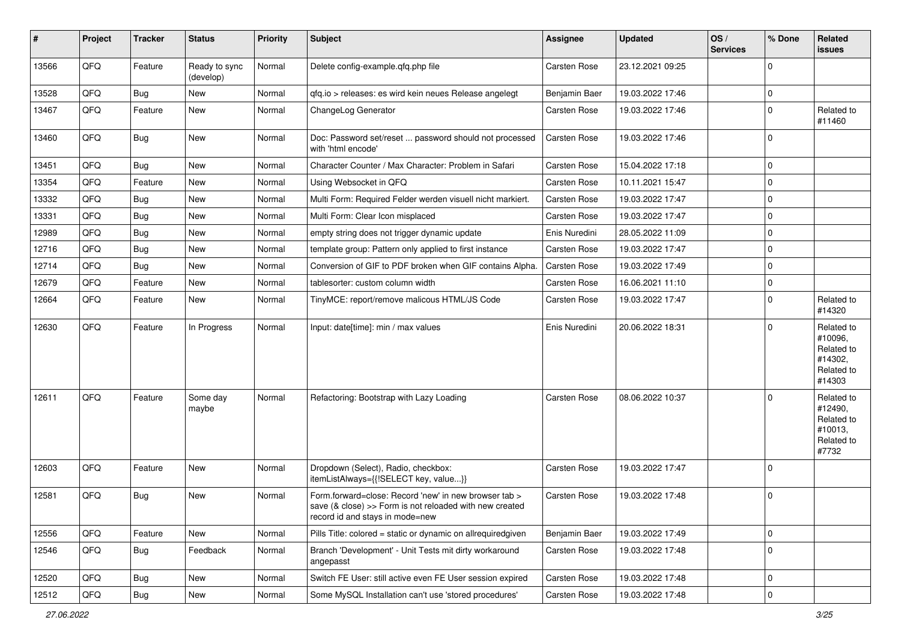| # | Project | Tracker | Status | Priority | Subject | Assignee | Updated | OS / Services | % Done | Related issues |
|---|---|---|---|---|---|---|---|---|---|---|
| 13566 | QFQ | Feature | Ready to sync (develop) | Normal | Delete config-example.qfq.php file | Carsten Rose | 23.12.2021 09:25 | | 0 | |
| 13528 | QFQ | Bug | New | Normal | qfq.io > releases: es wird kein neues Release angelegt | Benjamin Baer | 19.03.2022 17:46 | | 0 | |
| 13467 | QFQ | Feature | New | Normal | ChangeLog Generator | Carsten Rose | 19.03.2022 17:46 | | 0 | Related to #11460 |
| 13460 | QFQ | Bug | New | Normal | Doc: Password set/reset ... password should not processed with 'html encode' | Carsten Rose | 19.03.2022 17:46 | | 0 | |
| 13451 | QFQ | Bug | New | Normal | Character Counter / Max Character: Problem in Safari | Carsten Rose | 15.04.2022 17:18 | | 0 | |
| 13354 | QFQ | Feature | New | Normal | Using Websocket in QFQ | Carsten Rose | 10.11.2021 15:47 | | 0 | |
| 13332 | QFQ | Bug | New | Normal | Multi Form: Required Felder werden visuell nicht markiert. | Carsten Rose | 19.03.2022 17:47 | | 0 | |
| 13331 | QFQ | Bug | New | Normal | Multi Form: Clear Icon misplaced | Carsten Rose | 19.03.2022 17:47 | | 0 | |
| 12989 | QFQ | Bug | New | Normal | empty string does not trigger dynamic update | Enis Nuredini | 28.05.2022 11:09 | | 0 | |
| 12716 | QFQ | Bug | New | Normal | template group: Pattern only applied to first instance | Carsten Rose | 19.03.2022 17:47 | | 0 | |
| 12714 | QFQ | Bug | New | Normal | Conversion of GIF to PDF broken when GIF contains Alpha. | Carsten Rose | 19.03.2022 17:49 | | 0 | |
| 12679 | QFQ | Feature | New | Normal | tablesorter: custom column width | Carsten Rose | 16.06.2021 11:10 | | 0 | |
| 12664 | QFQ | Feature | New | Normal | TinyMCE: report/remove malicous HTML/JS Code | Carsten Rose | 19.03.2022 17:47 | | 0 | Related to #14320 |
| 12630 | QFQ | Feature | In Progress | Normal | Input: date[time]: min / max values | Enis Nuredini | 20.06.2022 18:31 | | 0 | Related to #10096, Related to #14302, Related to #14303 |
| 12611 | QFQ | Feature | Some day maybe | Normal | Refactoring: Bootstrap with Lazy Loading | Carsten Rose | 08.06.2022 10:37 | | 0 | Related to #12490, Related to #10013, Related to #7732 |
| 12603 | QFQ | Feature | New | Normal | Dropdown (Select), Radio, checkbox: itemListAlways={{!SELECT key, value...}} | Carsten Rose | 19.03.2022 17:47 | | 0 | |
| 12581 | QFQ | Bug | New | Normal | Form.forward=close: Record 'new' in new browser tab > save (& close) >> Form is not reloaded with new created record id and stays in mode=new | Carsten Rose | 19.03.2022 17:48 | | 0 | |
| 12556 | QFQ | Feature | New | Normal | Pills Title: colored = static or dynamic on allrequiredgiven | Benjamin Baer | 19.03.2022 17:49 | | 0 | |
| 12546 | QFQ | Bug | Feedback | Normal | Branch 'Development' - Unit Tests mit dirty workaround angepasst | Carsten Rose | 19.03.2022 17:48 | | 0 | |
| 12520 | QFQ | Bug | New | Normal | Switch FE User: still active even FE User session expired | Carsten Rose | 19.03.2022 17:48 | | 0 | |
| 12512 | QFQ | Bug | New | Normal | Some MySQL Installation can't use 'stored procedures' | Carsten Rose | 19.03.2022 17:48 | | 0 | |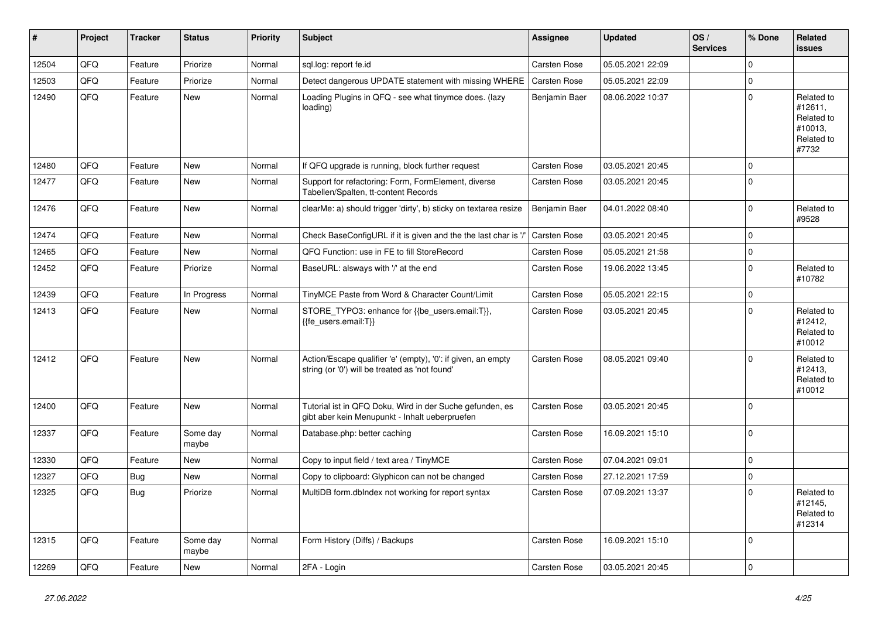| # | Project | Tracker | Status | Priority | Subject | Assignee | Updated | OS / Services | % Done | Related issues |
|---|---|---|---|---|---|---|---|---|---|---|
| 12504 | QFQ | Feature | Priorize | Normal | sql.log: report fe.id | Carsten Rose | 05.05.2021 22:09 | | 0 | |
| 12503 | QFQ | Feature | Priorize | Normal | Detect dangerous UPDATE statement with missing WHERE | Carsten Rose | 05.05.2021 22:09 | | 0 | |
| 12490 | QFQ | Feature | New | Normal | Loading Plugins in QFQ - see what tinymce does. (lazy loading) | Benjamin Baer | 08.06.2022 10:37 | | 0 | Related to #12611, Related to #10013, Related to #7732 |
| 12480 | QFQ | Feature | New | Normal | If QFQ upgrade is running, block further request | Carsten Rose | 03.05.2021 20:45 | | 0 | |
| 12477 | QFQ | Feature | New | Normal | Support for refactoring: Form, FormElement, diverse Tabellen/Spalten, tt-content Records | Carsten Rose | 03.05.2021 20:45 | | 0 | |
| 12476 | QFQ | Feature | New | Normal | clearMe: a) should trigger 'dirty', b) sticky on textarea resize | Benjamin Baer | 04.01.2022 08:40 | | 0 | Related to #9528 |
| 12474 | QFQ | Feature | New | Normal | Check BaseConfigURL if it is given and the the last char is '/' | Carsten Rose | 03.05.2021 20:45 | | 0 | |
| 12465 | QFQ | Feature | New | Normal | QFQ Function: use in FE to fill StoreRecord | Carsten Rose | 05.05.2021 21:58 | | 0 | |
| 12452 | QFQ | Feature | Priorize | Normal | BaseURL: alsways with '/' at the end | Carsten Rose | 19.06.2022 13:45 | | 0 | Related to #10782 |
| 12439 | QFQ | Feature | In Progress | Normal | TinyMCE Paste from Word & Character Count/Limit | Carsten Rose | 05.05.2021 22:15 | | 0 | |
| 12413 | QFQ | Feature | New | Normal | STORE_TYPO3: enhance for {{be_users.email:T}}, {{fe_users.email:T}} | Carsten Rose | 03.05.2021 20:45 | | 0 | Related to #12412, Related to #10012 |
| 12412 | QFQ | Feature | New | Normal | Action/Escape qualifier 'e' (empty), '0': if given, an empty string (or '0') will be treated as 'not found' | Carsten Rose | 08.05.2021 09:40 | | 0 | Related to #12413, Related to #10012 |
| 12400 | QFQ | Feature | New | Normal | Tutorial ist in QFQ Doku, Wird in der Suche gefunden, es gibt aber kein Menupunkt - Inhalt ueberpruefen | Carsten Rose | 03.05.2021 20:45 | | 0 | |
| 12337 | QFQ | Feature | Some day maybe | Normal | Database.php: better caching | Carsten Rose | 16.09.2021 15:10 | | 0 | |
| 12330 | QFQ | Feature | New | Normal | Copy to input field / text area / TinyMCE | Carsten Rose | 07.04.2021 09:01 | | 0 | |
| 12327 | QFQ | Bug | New | Normal | Copy to clipboard: Glyphicon can not be changed | Carsten Rose | 27.12.2021 17:59 | | 0 | |
| 12325 | QFQ | Bug | Priorize | Normal | MultiDB form.dbIndex not working for report syntax | Carsten Rose | 07.09.2021 13:37 | | 0 | Related to #12145, Related to #12314 |
| 12315 | QFQ | Feature | Some day maybe | Normal | Form History (Diffs) / Backups | Carsten Rose | 16.09.2021 15:10 | | 0 | |
| 12269 | QFQ | Feature | New | Normal | 2FA - Login | Carsten Rose | 03.05.2021 20:45 | | 0 | |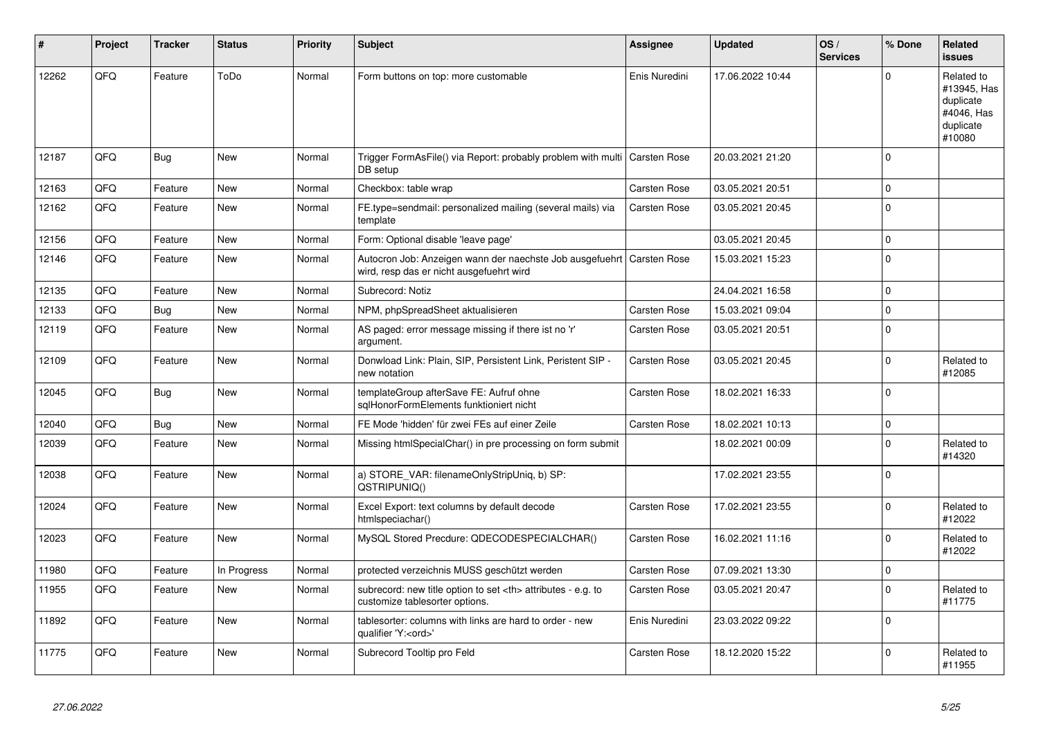| # | Project | Tracker | Status | Priority | Subject | Assignee | Updated | OS / Services | % Done | Related issues |
|---|---|---|---|---|---|---|---|---|---|---|
| 12262 | QFQ | Feature | ToDo | Normal | Form buttons on top: more customable | Enis Nuredini | 17.06.2022 10:44 | | 0 | Related to #13945, Has duplicate #4046, Has duplicate #10080 |
| 12187 | QFQ | Bug | New | Normal | Trigger FormAsFile() via Report: probably problem with multi DB setup | Carsten Rose | 20.03.2021 21:20 | | 0 | |
| 12163 | QFQ | Feature | New | Normal | Checkbox: table wrap | Carsten Rose | 03.05.2021 20:51 | | 0 | |
| 12162 | QFQ | Feature | New | Normal | FE.type=sendmail: personalized mailing (several mails) via template | Carsten Rose | 03.05.2021 20:45 | | 0 | |
| 12156 | QFQ | Feature | New | Normal | Form: Optional disable 'leave page' | | 03.05.2021 20:45 | | 0 | |
| 12146 | QFQ | Feature | New | Normal | Autocron Job: Anzeigen wann der naechste Job ausgefuehrt wird, resp das er nicht ausgefuehrt wird | Carsten Rose | 15.03.2021 15:23 | | 0 | |
| 12135 | QFQ | Feature | New | Normal | Subrecord: Notiz | | 24.04.2021 16:58 | | 0 | |
| 12133 | QFQ | Bug | New | Normal | NPM, phpSpreadSheet aktualisieren | Carsten Rose | 15.03.2021 09:04 | | 0 | |
| 12119 | QFQ | Feature | New | Normal | AS paged: error message missing if there ist no 'r' argument. | Carsten Rose | 03.05.2021 20:51 | | 0 | |
| 12109 | QFQ | Feature | New | Normal | Donwload Link: Plain, SIP, Persistent Link, Peristent SIP - new notation | Carsten Rose | 03.05.2021 20:45 | | 0 | Related to #12085 |
| 12045 | QFQ | Bug | New | Normal | templateGroup afterSave FE: Aufruf ohne sqlHonorFormElements funktioniert nicht | Carsten Rose | 18.02.2021 16:33 | | 0 | |
| 12040 | QFQ | Bug | New | Normal | FE Mode 'hidden' für zwei FEs auf einer Zeile | Carsten Rose | 18.02.2021 10:13 | | 0 | |
| 12039 | QFQ | Feature | New | Normal | Missing htmlSpecialChar() in pre processing on form submit | | 18.02.2021 00:09 | | 0 | Related to #14320 |
| 12038 | QFQ | Feature | New | Normal | a) STORE_VAR: filenameOnlyStripUniq, b) SP: QSTRIPUNIQ() | | 17.02.2021 23:55 | | 0 | |
| 12024 | QFQ | Feature | New | Normal | Excel Export: text columns by default decode htmlspeciachar() | Carsten Rose | 17.02.2021 23:55 | | 0 | Related to #12022 |
| 12023 | QFQ | Feature | New | Normal | MySQL Stored Precdure: QDECODESPECIALCHAR() | Carsten Rose | 16.02.2021 11:16 | | 0 | Related to #12022 |
| 11980 | QFQ | Feature | In Progress | Normal | protected verzeichnis MUSS geschützt werden | Carsten Rose | 07.09.2021 13:30 | | 0 | |
| 11955 | QFQ | Feature | New | Normal | subrecord: new title option to set <th> attributes - e.g. to customize tablesorter options. | Carsten Rose | 03.05.2021 20:47 | | 0 | Related to #11775 |
| 11892 | QFQ | Feature | New | Normal | tablesorter: columns with links are hard to order - new qualifier 'Y:<ord>' | Enis Nuredini | 23.03.2022 09:22 | | 0 | |
| 11775 | QFQ | Feature | New | Normal | Subrecord Tooltip pro Feld | Carsten Rose | 18.12.2020 15:22 | | 0 | Related to #11955 |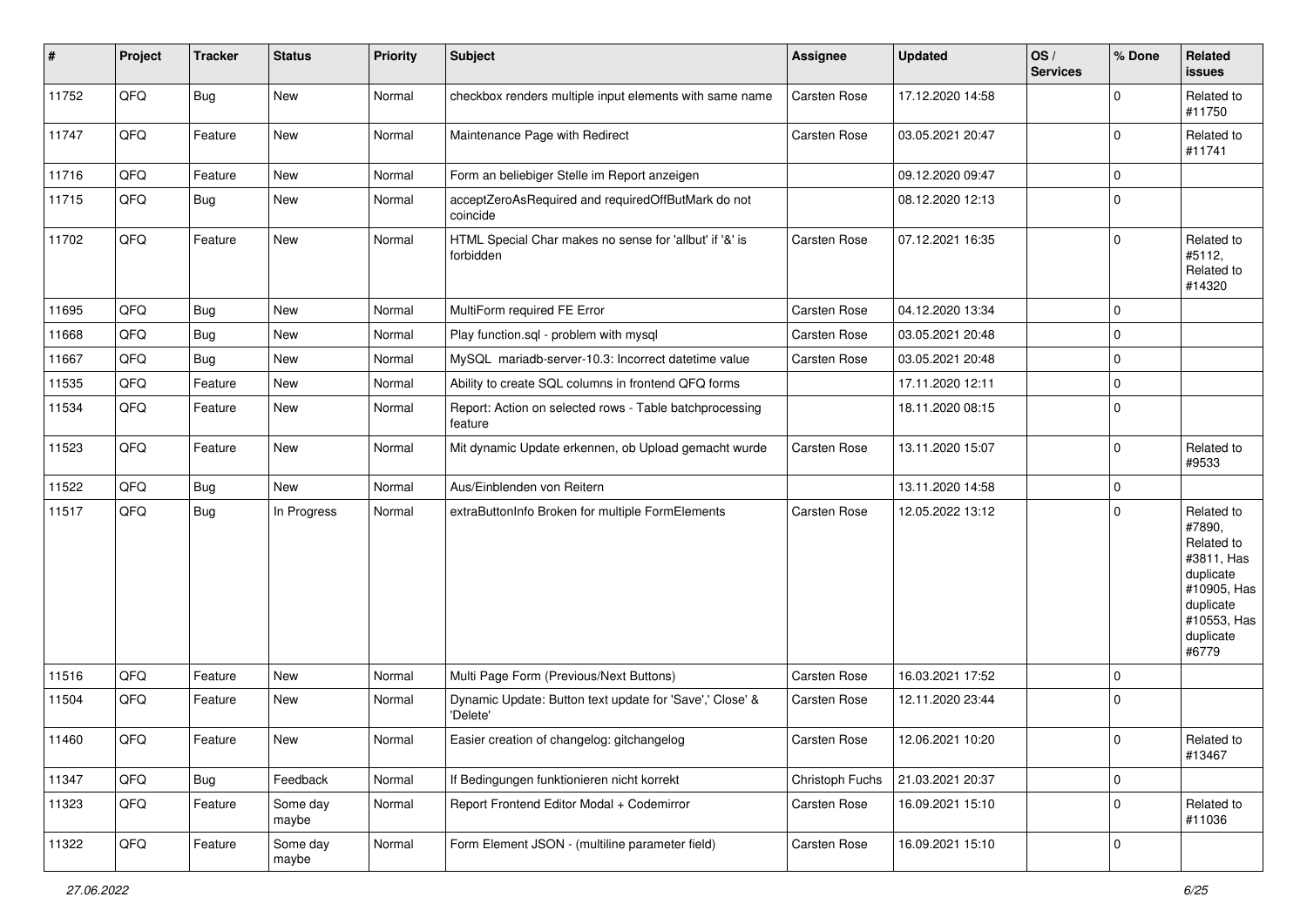| # | Project | Tracker | Status | Priority | Subject | Assignee | Updated | OS / Services | % Done | Related issues |
|---|---|---|---|---|---|---|---|---|---|---|
| 11752 | QFQ | Bug | New | Normal | checkbox renders multiple input elements with same name | Carsten Rose | 17.12.2020 14:58 | | 0 | Related to #11750 |
| 11747 | QFQ | Feature | New | Normal | Maintenance Page with Redirect | Carsten Rose | 03.05.2021 20:47 | | 0 | Related to #11741 |
| 11716 | QFQ | Feature | New | Normal | Form an beliebiger Stelle im Report anzeigen | | 09.12.2020 09:47 | | 0 | |
| 11715 | QFQ | Bug | New | Normal | acceptZeroAsRequired and requiredOffButMark do not coincide | | 08.12.2020 12:13 | | 0 | |
| 11702 | QFQ | Feature | New | Normal | HTML Special Char makes no sense for 'allbut' if '&' is forbidden | Carsten Rose | 07.12.2021 16:35 | | 0 | Related to #5112, Related to #14320 |
| 11695 | QFQ | Bug | New | Normal | MultiForm required FE Error | Carsten Rose | 04.12.2020 13:34 | | 0 | |
| 11668 | QFQ | Bug | New | Normal | Play function.sql - problem with mysql | Carsten Rose | 03.05.2021 20:48 | | 0 | |
| 11667 | QFQ | Bug | New | Normal | MySQL mariadb-server-10.3: Incorrect datetime value | Carsten Rose | 03.05.2021 20:48 | | 0 | |
| 11535 | QFQ | Feature | New | Normal | Ability to create SQL columns in frontend QFQ forms | | 17.11.2020 12:11 | | 0 | |
| 11534 | QFQ | Feature | New | Normal | Report: Action on selected rows - Table batchprocessing feature | | 18.11.2020 08:15 | | 0 | |
| 11523 | QFQ | Feature | New | Normal | Mit dynamic Update erkennen, ob Upload gemacht wurde | Carsten Rose | 13.11.2020 15:07 | | 0 | Related to #9533 |
| 11522 | QFQ | Bug | New | Normal | Aus/Einblenden von Reitern | | 13.11.2020 14:58 | | 0 | |
| 11517 | QFQ | Bug | In Progress | Normal | extraButtonInfo Broken for multiple FormElements | Carsten Rose | 12.05.2022 13:12 | | 0 | Related to #7890, Related to #3811, Has duplicate #10905, Has duplicate #10553, Has duplicate #6779 |
| 11516 | QFQ | Feature | New | Normal | Multi Page Form (Previous/Next Buttons) | Carsten Rose | 16.03.2021 17:52 | | 0 | |
| 11504 | QFQ | Feature | New | Normal | Dynamic Update: Button text update for 'Save',' Close' & 'Delete' | Carsten Rose | 12.11.2020 23:44 | | 0 | |
| 11460 | QFQ | Feature | New | Normal | Easier creation of changelog: gitchangelog | Carsten Rose | 12.06.2021 10:20 | | 0 | Related to #13467 |
| 11347 | QFQ | Bug | Feedback | Normal | If Bedingungen funktionieren nicht korrekt | Christoph Fuchs | 21.03.2021 20:37 | | 0 | |
| 11323 | QFQ | Feature | Some day maybe | Normal | Report Frontend Editor Modal + Codemirror | Carsten Rose | 16.09.2021 15:10 | | 0 | Related to #11036 |
| 11322 | QFQ | Feature | Some day maybe | Normal | Form Element JSON - (multiline parameter field) | Carsten Rose | 16.09.2021 15:10 | | 0 | |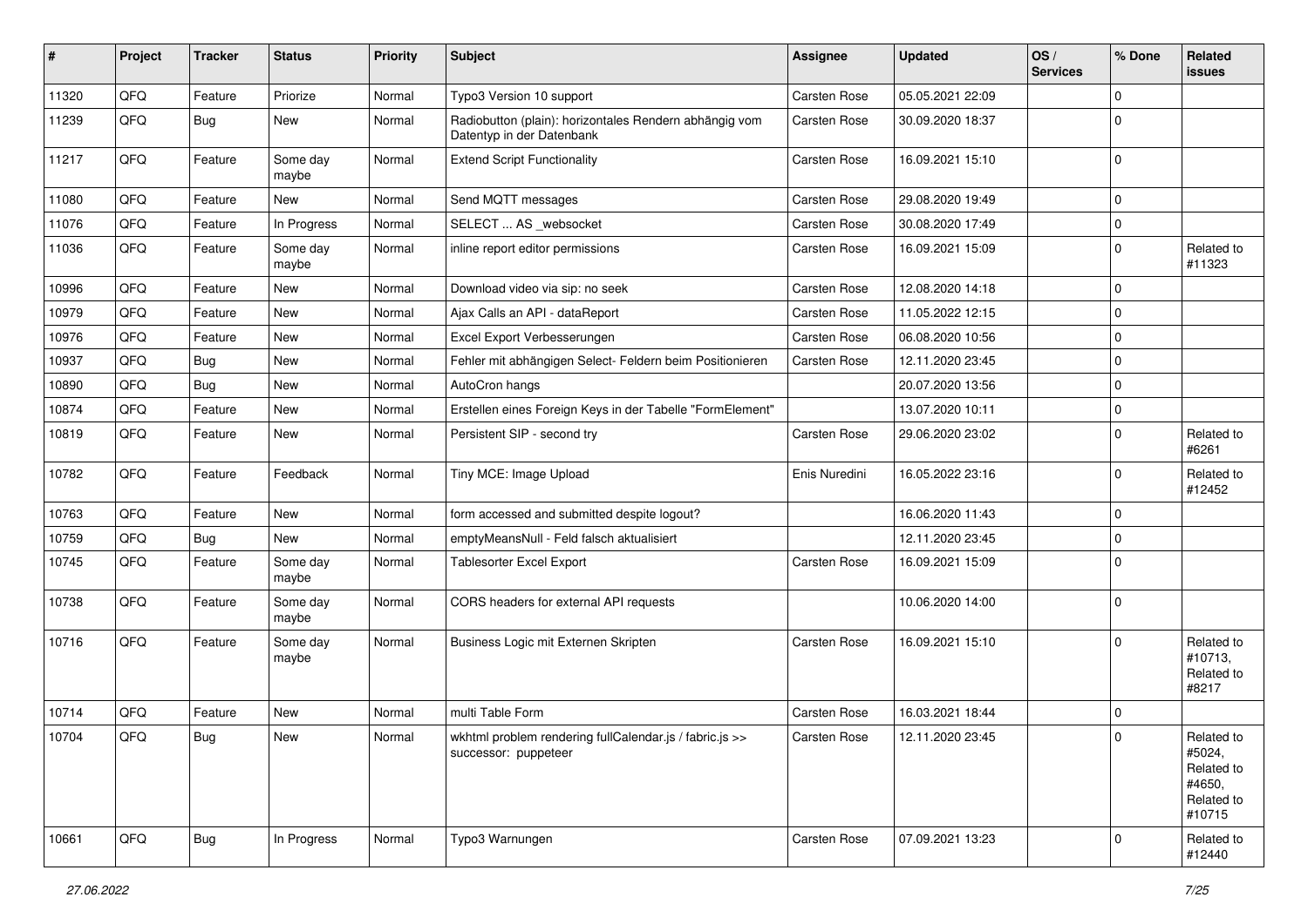| # | Project | Tracker | Status | Priority | Subject | Assignee | Updated | OS / Services | % Done | Related issues |
|---|---|---|---|---|---|---|---|---|---|---|
| 11320 | QFQ | Feature | Priorize | Normal | Typo3 Version 10 support | Carsten Rose | 05.05.2021 22:09 | | 0 | |
| 11239 | QFQ | Bug | New | Normal | Radiobutton (plain): horizontales Rendern abhängig vom Datentyp in der Datenbank | Carsten Rose | 30.09.2020 18:37 | | 0 | |
| 11217 | QFQ | Feature | Some day maybe | Normal | Extend Script Functionality | Carsten Rose | 16.09.2021 15:10 | | 0 | |
| 11080 | QFQ | Feature | New | Normal | Send MQTT messages | Carsten Rose | 29.08.2020 19:49 | | 0 | |
| 11076 | QFQ | Feature | In Progress | Normal | SELECT ... AS _websocket | Carsten Rose | 30.08.2020 17:49 | | 0 | |
| 11036 | QFQ | Feature | Some day maybe | Normal | inline report editor permissions | Carsten Rose | 16.09.2021 15:09 | | 0 | Related to #11323 |
| 10996 | QFQ | Feature | New | Normal | Download video via sip: no seek | Carsten Rose | 12.08.2020 14:18 | | 0 | |
| 10979 | QFQ | Feature | New | Normal | Ajax Calls an API - dataReport | Carsten Rose | 11.05.2022 12:15 | | 0 | |
| 10976 | QFQ | Feature | New | Normal | Excel Export Verbesserungen | Carsten Rose | 06.08.2020 10:56 | | 0 | |
| 10937 | QFQ | Bug | New | Normal | Fehler mit abhängigen Select- Feldern beim Positionieren | Carsten Rose | 12.11.2020 23:45 | | 0 | |
| 10890 | QFQ | Bug | New | Normal | AutoCron hangs | | 20.07.2020 13:56 | | 0 | |
| 10874 | QFQ | Feature | New | Normal | Erstellen eines Foreign Keys in der Tabelle "FormElement" | | 13.07.2020 10:11 | | 0 | |
| 10819 | QFQ | Feature | New | Normal | Persistent SIP - second try | Carsten Rose | 29.06.2020 23:02 | | 0 | Related to #6261 |
| 10782 | QFQ | Feature | Feedback | Normal | Tiny MCE: Image Upload | Enis Nuredini | 16.05.2022 23:16 | | 0 | Related to #12452 |
| 10763 | QFQ | Feature | New | Normal | form accessed and submitted despite logout? | | 16.06.2020 11:43 | | 0 | |
| 10759 | QFQ | Bug | New | Normal | emptyMeansNull - Feld falsch aktualisiert | | 12.11.2020 23:45 | | 0 | |
| 10745 | QFQ | Feature | Some day maybe | Normal | Tablesorter Excel Export | Carsten Rose | 16.09.2021 15:09 | | 0 | |
| 10738 | QFQ | Feature | Some day maybe | Normal | CORS headers for external API requests | | 10.06.2020 14:00 | | 0 | |
| 10716 | QFQ | Feature | Some day maybe | Normal | Business Logic mit Externen Skripten | Carsten Rose | 16.09.2021 15:10 | | 0 | Related to #10713, Related to #8217 |
| 10714 | QFQ | Feature | New | Normal | multi Table Form | Carsten Rose | 16.03.2021 18:44 | | 0 | |
| 10704 | QFQ | Bug | New | Normal | wkhtml problem rendering fullCalendar.js / fabric.js >> successor: puppeteer | Carsten Rose | 12.11.2020 23:45 | | 0 | Related to #5024, Related to #4650, Related to #10715 |
| 10661 | QFQ | Bug | In Progress | Normal | Typo3 Warnungen | Carsten Rose | 07.09.2021 13:23 | | 0 | Related to #12440 |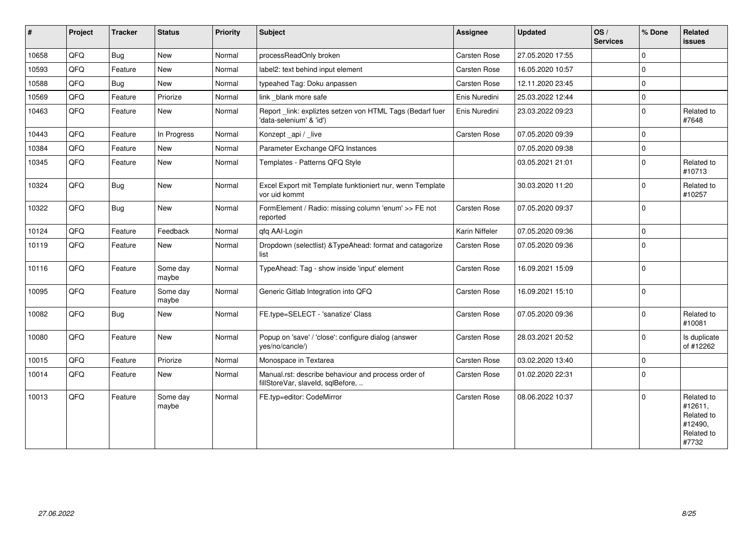| # | Project | Tracker | Status | Priority | Subject | Assignee | Updated | OS / Services | % Done | Related issues |
|---|---|---|---|---|---|---|---|---|---|---|
| 10658 | QFQ | Bug | New | Normal | processReadOnly broken | Carsten Rose | 27.05.2020 17:55 | | 0 | |
| 10593 | QFQ | Feature | New | Normal | label2: text behind input element | Carsten Rose | 16.05.2020 10:57 | | 0 | |
| 10588 | QFQ | Bug | New | Normal | typeahed Tag: Doku anpassen | Carsten Rose | 12.11.2020 23:45 | | 0 | |
| 10569 | QFQ | Feature | Priorize | Normal | link _blank more safe | Enis Nuredini | 25.03.2022 12:44 | | 0 | |
| 10463 | QFQ | Feature | New | Normal | Report _link: expliztes setzen von HTML Tags (Bedarf fuer 'data-selenium' & 'id') | Enis Nuredini | 23.03.2022 09:23 | | 0 | Related to #7648 |
| 10443 | QFQ | Feature | In Progress | Normal | Konzept _api / _live | Carsten Rose | 07.05.2020 09:39 | | 0 | |
| 10384 | QFQ | Feature | New | Normal | Parameter Exchange QFQ Instances | | 07.05.2020 09:38 | | 0 | |
| 10345 | QFQ | Feature | New | Normal | Templates - Patterns QFQ Style | | 03.05.2021 21:01 | | 0 | Related to #10713 |
| 10324 | QFQ | Bug | New | Normal | Excel Export mit Template funktioniert nur, wenn Template vor uid kommt | | 30.03.2020 11:20 | | 0 | Related to #10257 |
| 10322 | QFQ | Bug | New | Normal | FormElement / Radio: missing column 'enum' >> FE not reported | Carsten Rose | 07.05.2020 09:37 | | 0 | |
| 10124 | QFQ | Feature | Feedback | Normal | qfq AAI-Login | Karin Niffeler | 07.05.2020 09:36 | | 0 | |
| 10119 | QFQ | Feature | New | Normal | Dropdown (selectlist) &TypeAhead: format and catagorize list | Carsten Rose | 07.05.2020 09:36 | | 0 | |
| 10116 | QFQ | Feature | Some day maybe | Normal | TypeAhead: Tag - show inside 'input' element | Carsten Rose | 16.09.2021 15:09 | | 0 | |
| 10095 | QFQ | Feature | Some day maybe | Normal | Generic Gitlab Integration into QFQ | Carsten Rose | 16.09.2021 15:10 | | 0 | |
| 10082 | QFQ | Bug | New | Normal | FE.type=SELECT - 'sanatize' Class | Carsten Rose | 07.05.2020 09:36 | | 0 | Related to #10081 |
| 10080 | QFQ | Feature | New | Normal | Popup on 'save' / 'close': configure dialog (answer yes/no/cancle/) | Carsten Rose | 28.03.2021 20:52 | | 0 | Is duplicate of #12262 |
| 10015 | QFQ | Feature | Priorize | Normal | Monospace in Textarea | Carsten Rose | 03.02.2020 13:40 | | 0 | |
| 10014 | QFQ | Feature | New | Normal | Manual.rst: describe behaviour and process order of fillStoreVar, slaveId, sqlBefore, .. | Carsten Rose | 01.02.2020 22:31 | | 0 | |
| 10013 | QFQ | Feature | Some day maybe | Normal | FE.typ=editor: CodeMirror | Carsten Rose | 08.06.2022 10:37 | | 0 | Related to #12611, Related to #12490, Related to #7732 |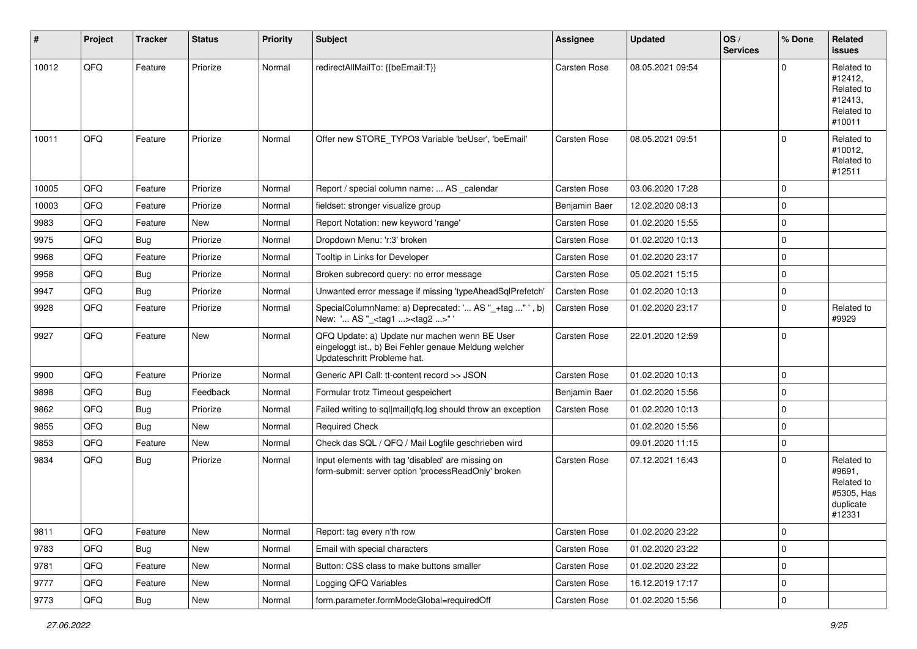| # | Project | Tracker | Status | Priority | Subject | Assignee | Updated | OS / Services | % Done | Related issues |
|---|---|---|---|---|---|---|---|---|---|---|
| 10012 | QFQ | Feature | Priorize | Normal | redirectAllMailTo: {{beEmail:T}} | Carsten Rose | 08.05.2021 09:54 | | 0 | Related to #12412, Related to #12413, Related to #10011 |
| 10011 | QFQ | Feature | Priorize | Normal | Offer new STORE_TYPO3 Variable 'beUser', 'beEmail' | Carsten Rose | 08.05.2021 09:51 | | 0 | Related to #10012, Related to #12511 |
| 10005 | QFQ | Feature | Priorize | Normal | Report / special column name: ... AS _calendar | Carsten Rose | 03.06.2020 17:28 | | 0 | |
| 10003 | QFQ | Feature | Priorize | Normal | fieldset: stronger visualize group | Benjamin Baer | 12.02.2020 08:13 | | 0 | |
| 9983 | QFQ | Feature | New | Normal | Report Notation: new keyword 'range' | Carsten Rose | 01.02.2020 15:55 | | 0 | |
| 9975 | QFQ | Bug | Priorize | Normal | Dropdown Menu: 'r:3' broken | Carsten Rose | 01.02.2020 10:13 | | 0 | |
| 9968 | QFQ | Feature | Priorize | Normal | Tooltip in Links for Developer | Carsten Rose | 01.02.2020 23:17 | | 0 | |
| 9958 | QFQ | Bug | Priorize | Normal | Broken subrecord query: no error message | Carsten Rose | 05.02.2021 15:15 | | 0 | |
| 9947 | QFQ | Bug | Priorize | Normal | Unwanted error message if missing 'typeAheadSqlPrefetch' | Carsten Rose | 01.02.2020 10:13 | | 0 | |
| 9928 | QFQ | Feature | Priorize | Normal | SpecialColumnName: a) Deprecated: '... AS "_+tag ..." ', b) New: '... AS "_<tag1 ...><tag2 ...>" ' | Carsten Rose | 01.02.2020 23:17 | | 0 | Related to #9929 |
| 9927 | QFQ | Feature | New | Normal | QFQ Update: a) Update nur machen wenn BE User eingeloggt ist., b) Bei Fehler genaue Meldung welcher Updateschritt Probleme hat. | Carsten Rose | 22.01.2020 12:59 | | 0 | |
| 9900 | QFQ | Feature | Priorize | Normal | Generic API Call: tt-content record >> JSON | Carsten Rose | 01.02.2020 10:13 | | 0 | |
| 9898 | QFQ | Bug | Feedback | Normal | Formular trotz Timeout gespeichert | Benjamin Baer | 01.02.2020 15:56 | | 0 | |
| 9862 | QFQ | Bug | Priorize | Normal | Failed writing to sql\|mail\|qfq.log should throw an exception | Carsten Rose | 01.02.2020 10:13 | | 0 | |
| 9855 | QFQ | Bug | New | Normal | Required Check | | 01.02.2020 15:56 | | 0 | |
| 9853 | QFQ | Feature | New | Normal | Check das SQL / QFQ / Mail Logfile geschrieben wird | | 09.01.2020 11:15 | | 0 | |
| 9834 | QFQ | Bug | Priorize | Normal | Input elements with tag 'disabled' are missing on form-submit: server option 'processReadOnly' broken | Carsten Rose | 07.12.2021 16:43 | | 0 | Related to #9691, Related to #5305, Has duplicate #12331 |
| 9811 | QFQ | Feature | New | Normal | Report: tag every n'th row | Carsten Rose | 01.02.2020 23:22 | | 0 | |
| 9783 | QFQ | Bug | New | Normal | Email with special characters | Carsten Rose | 01.02.2020 23:22 | | 0 | |
| 9781 | QFQ | Feature | New | Normal | Button: CSS class to make buttons smaller | Carsten Rose | 01.02.2020 23:22 | | 0 | |
| 9777 | QFQ | Feature | New | Normal | Logging QFQ Variables | Carsten Rose | 16.12.2019 17:17 | | 0 | |
| 9773 | QFQ | Bug | New | Normal | form.parameter.formModeGlobal=requiredOff | Carsten Rose | 01.02.2020 15:56 | | 0 | |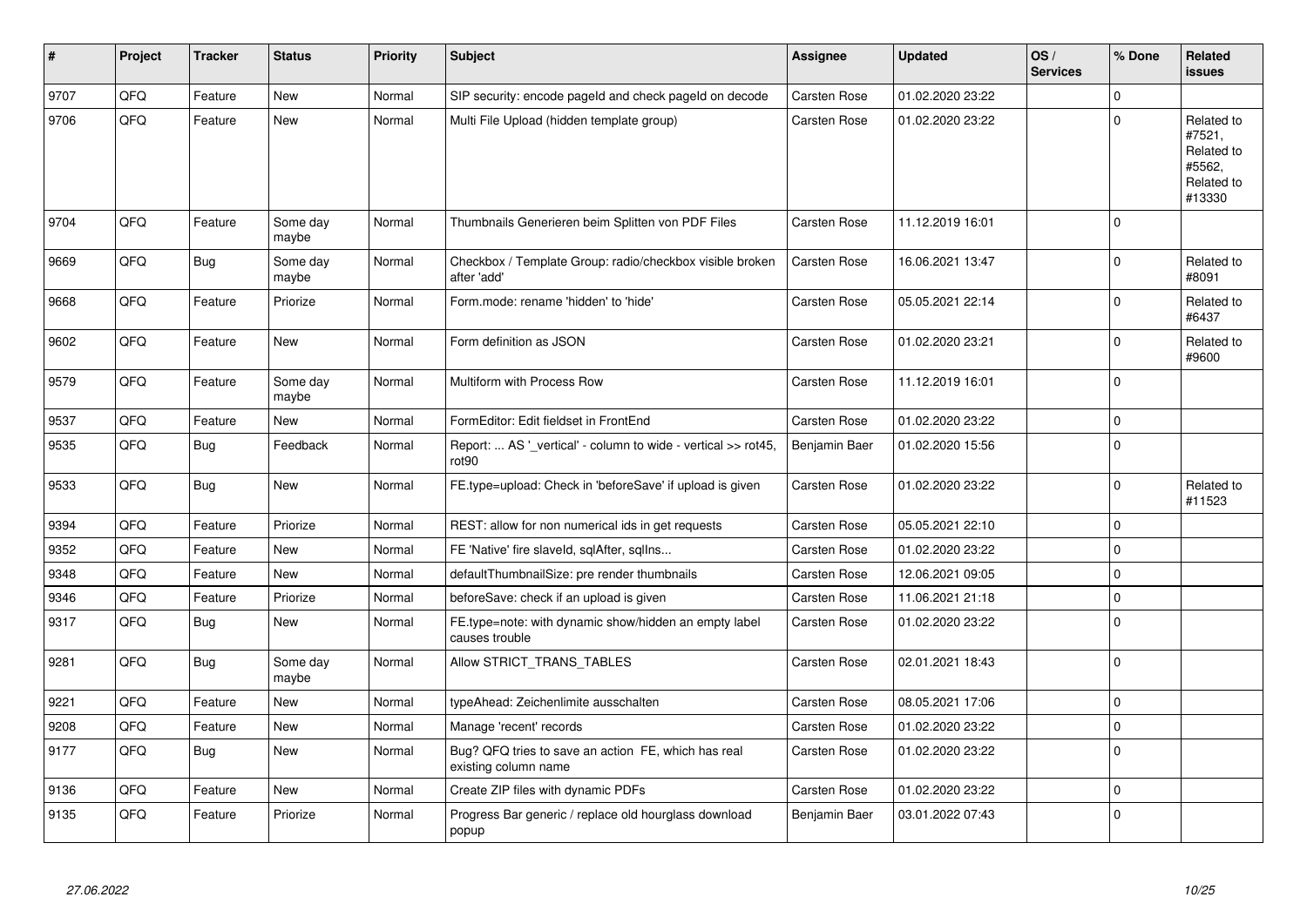| # | Project | Tracker | Status | Priority | Subject | Assignee | Updated | OS / Services | % Done | Related issues |
|---|---|---|---|---|---|---|---|---|---|---|
| 9707 | QFQ | Feature | New | Normal | SIP security: encode pageId and check pageId on decode | Carsten Rose | 01.02.2020 23:22 | | 0 | |
| 9706 | QFQ | Feature | New | Normal | Multi File Upload (hidden template group) | Carsten Rose | 01.02.2020 23:22 | | 0 | Related to #7521, Related to #5562, Related to #13330 |
| 9704 | QFQ | Feature | Some day maybe | Normal | Thumbnails Generieren beim Splitten von PDF Files | Carsten Rose | 11.12.2019 16:01 | | 0 | |
| 9669 | QFQ | Bug | Some day maybe | Normal | Checkbox / Template Group: radio/checkbox visible broken after 'add' | Carsten Rose | 16.06.2021 13:47 | | 0 | Related to #8091 |
| 9668 | QFQ | Feature | Priorize | Normal | Form.mode: rename 'hidden' to 'hide' | Carsten Rose | 05.05.2021 22:14 | | 0 | Related to #6437 |
| 9602 | QFQ | Feature | New | Normal | Form definition as JSON | Carsten Rose | 01.02.2020 23:21 | | 0 | Related to #9600 |
| 9579 | QFQ | Feature | Some day maybe | Normal | Multiform with Process Row | Carsten Rose | 11.12.2019 16:01 | | 0 | |
| 9537 | QFQ | Feature | New | Normal | FormEditor: Edit fieldset in FrontEnd | Carsten Rose | 01.02.2020 23:22 | | 0 | |
| 9535 | QFQ | Bug | Feedback | Normal | Report: ... AS '_vertical' - column to wide - vertical >> rot45, rot90 | Benjamin Baer | 01.02.2020 15:56 | | 0 | |
| 9533 | QFQ | Bug | New | Normal | FE.type=upload: Check in 'beforeSave' if upload is given | Carsten Rose | 01.02.2020 23:22 | | 0 | Related to #11523 |
| 9394 | QFQ | Feature | Priorize | Normal | REST: allow for non numerical ids in get requests | Carsten Rose | 05.05.2021 22:10 | | 0 | |
| 9352 | QFQ | Feature | New | Normal | FE 'Native' fire slaveId, sqlAfter, sqlIns... | Carsten Rose | 01.02.2020 23:22 | | 0 | |
| 9348 | QFQ | Feature | New | Normal | defaultThumbnailSize: pre render thumbnails | Carsten Rose | 12.06.2021 09:05 | | 0 | |
| 9346 | QFQ | Feature | Priorize | Normal | beforeSave: check if an upload is given | Carsten Rose | 11.06.2021 21:18 | | 0 | |
| 9317 | QFQ | Bug | New | Normal | FE.type=note: with dynamic show/hidden an empty label causes trouble | Carsten Rose | 01.02.2020 23:22 | | 0 | |
| 9281 | QFQ | Bug | Some day maybe | Normal | Allow STRICT_TRANS_TABLES | Carsten Rose | 02.01.2021 18:43 | | 0 | |
| 9221 | QFQ | Feature | New | Normal | typeAhead: Zeichenlimite ausschalten | Carsten Rose | 08.05.2021 17:06 | | 0 | |
| 9208 | QFQ | Feature | New | Normal | Manage 'recent' records | Carsten Rose | 01.02.2020 23:22 | | 0 | |
| 9177 | QFQ | Bug | New | Normal | Bug? QFQ tries to save an action FE, which has real existing column name | Carsten Rose | 01.02.2020 23:22 | | 0 | |
| 9136 | QFQ | Feature | New | Normal | Create ZIP files with dynamic PDFs | Carsten Rose | 01.02.2020 23:22 | | 0 | |
| 9135 | QFQ | Feature | Priorize | Normal | Progress Bar generic / replace old hourglass download popup | Benjamin Baer | 03.01.2022 07:43 | | 0 | |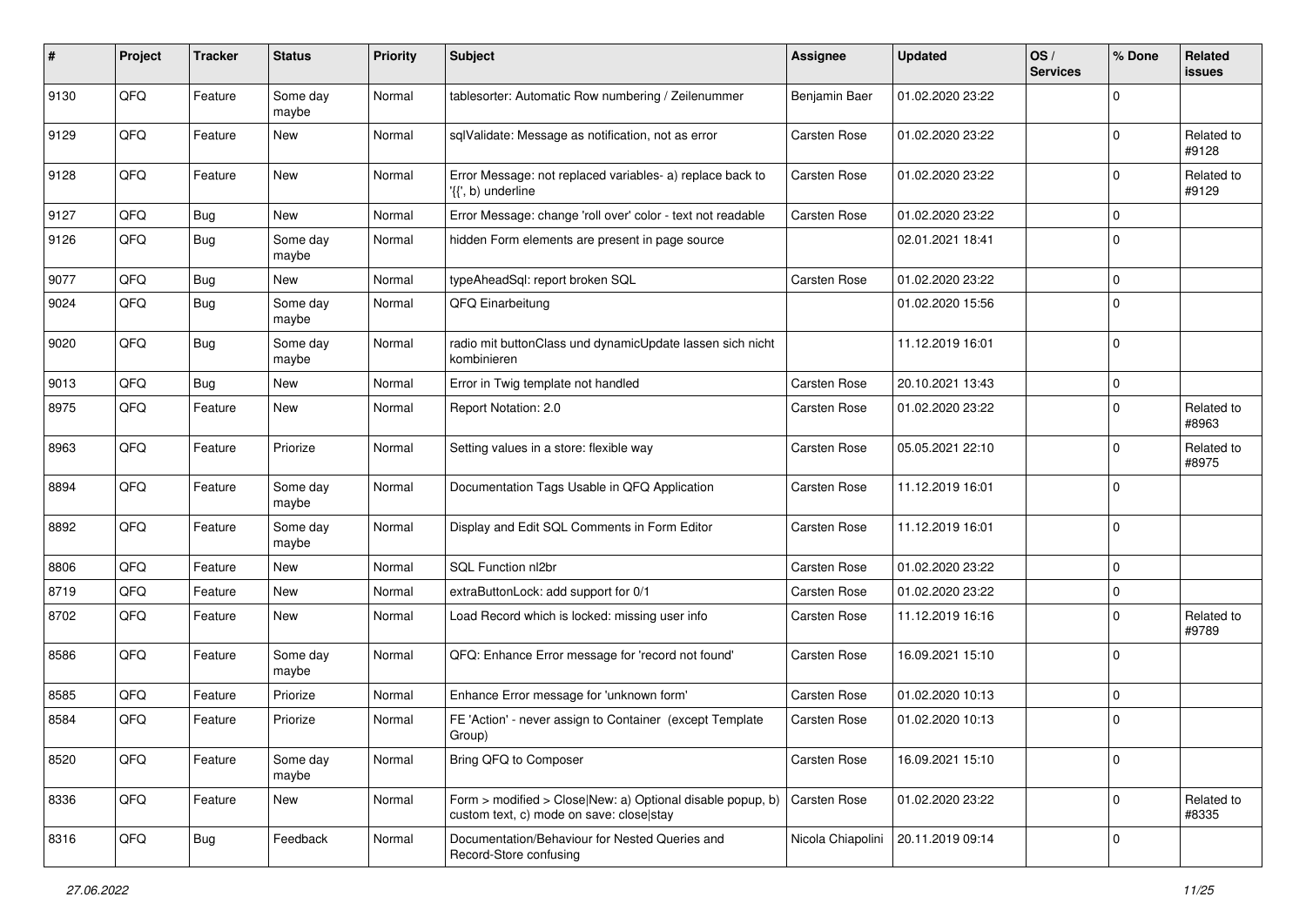| # | Project | Tracker | Status | Priority | Subject | Assignee | Updated | OS / Services | % Done | Related issues |
|---|---|---|---|---|---|---|---|---|---|---|
| 9130 | QFQ | Feature | Some day maybe | Normal | tablesorter: Automatic Row numbering / Zeilenummer | Benjamin Baer | 01.02.2020 23:22 | | 0 | |
| 9129 | QFQ | Feature | New | Normal | sqlValidate: Message as notification, not as error | Carsten Rose | 01.02.2020 23:22 | | 0 | Related to #9128 |
| 9128 | QFQ | Feature | New | Normal | Error Message: not replaced variables- a) replace back to '{{', b) underline | Carsten Rose | 01.02.2020 23:22 | | 0 | Related to #9129 |
| 9127 | QFQ | Bug | New | Normal | Error Message: change 'roll over' color - text not readable | Carsten Rose | 01.02.2020 23:22 | | 0 | |
| 9126 | QFQ | Bug | Some day maybe | Normal | hidden Form elements are present in page source | | 02.01.2021 18:41 | | 0 | |
| 9077 | QFQ | Bug | New | Normal | typeAheadSql: report broken SQL | Carsten Rose | 01.02.2020 23:22 | | 0 | |
| 9024 | QFQ | Bug | Some day maybe | Normal | QFQ Einarbeitung | | 01.02.2020 15:56 | | 0 | |
| 9020 | QFQ | Bug | Some day maybe | Normal | radio mit buttonClass und dynamicUpdate lassen sich nicht kombinieren | | 11.12.2019 16:01 | | 0 | |
| 9013 | QFQ | Bug | New | Normal | Error in Twig template not handled | Carsten Rose | 20.10.2021 13:43 | | 0 | |
| 8975 | QFQ | Feature | New | Normal | Report Notation: 2.0 | Carsten Rose | 01.02.2020 23:22 | | 0 | Related to #8963 |
| 8963 | QFQ | Feature | Priorize | Normal | Setting values in a store: flexible way | Carsten Rose | 05.05.2021 22:10 | | 0 | Related to #8975 |
| 8894 | QFQ | Feature | Some day maybe | Normal | Documentation Tags Usable in QFQ Application | Carsten Rose | 11.12.2019 16:01 | | 0 | |
| 8892 | QFQ | Feature | Some day maybe | Normal | Display and Edit SQL Comments in Form Editor | Carsten Rose | 11.12.2019 16:01 | | 0 | |
| 8806 | QFQ | Feature | New | Normal | SQL Function nl2br | Carsten Rose | 01.02.2020 23:22 | | 0 | |
| 8719 | QFQ | Feature | New | Normal | extraButtonLock: add support for 0/1 | Carsten Rose | 01.02.2020 23:22 | | 0 | |
| 8702 | QFQ | Feature | New | Normal | Load Record which is locked: missing user info | Carsten Rose | 11.12.2019 16:16 | | 0 | Related to #9789 |
| 8586 | QFQ | Feature | Some day maybe | Normal | QFQ: Enhance Error message for 'record not found' | Carsten Rose | 16.09.2021 15:10 | | 0 | |
| 8585 | QFQ | Feature | Priorize | Normal | Enhance Error message for 'unknown form' | Carsten Rose | 01.02.2020 10:13 | | 0 | |
| 8584 | QFQ | Feature | Priorize | Normal | FE 'Action' - never assign to Container (except Template Group) | Carsten Rose | 01.02.2020 10:13 | | 0 | |
| 8520 | QFQ | Feature | Some day maybe | Normal | Bring QFQ to Composer | Carsten Rose | 16.09.2021 15:10 | | 0 | |
| 8336 | QFQ | Feature | New | Normal | Form > modified > Close\|New: a) Optional disable popup, b) custom text, c) mode on save: close\|stay | Carsten Rose | 01.02.2020 23:22 | | 0 | Related to #8335 |
| 8316 | QFQ | Bug | Feedback | Normal | Documentation/Behaviour for Nested Queries and Record-Store confusing | Nicola Chiapolini | 20.11.2019 09:14 | | 0 | |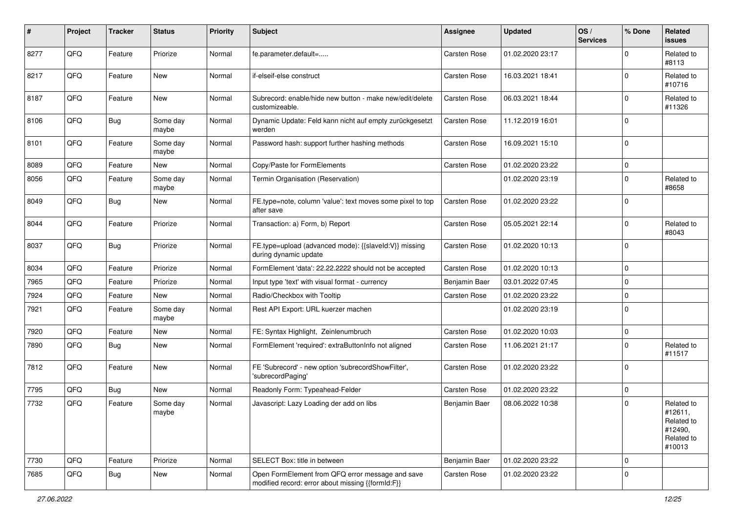| # | Project | Tracker | Status | Priority | Subject | Assignee | Updated | OS / Services | % Done | Related issues |
|---|---|---|---|---|---|---|---|---|---|---|
| 8277 | QFQ | Feature | Priorize | Normal | fe.parameter.default=..... | Carsten Rose | 01.02.2020 23:17 | | 0 | Related to #8113 |
| 8217 | QFQ | Feature | New | Normal | if-elseif-else construct | Carsten Rose | 16.03.2021 18:41 | | 0 | Related to #10716 |
| 8187 | QFQ | Feature | New | Normal | Subrecord: enable/hide new button - make new/edit/delete customizeable. | Carsten Rose | 06.03.2021 18:44 | | 0 | Related to #11326 |
| 8106 | QFQ | Bug | Some day maybe | Normal | Dynamic Update: Feld kann nicht auf empty zurückgesetzt werden | Carsten Rose | 11.12.2019 16:01 | | 0 | |
| 8101 | QFQ | Feature | Some day maybe | Normal | Password hash: support further hashing methods | Carsten Rose | 16.09.2021 15:10 | | 0 | |
| 8089 | QFQ | Feature | New | Normal | Copy/Paste for FormElements | Carsten Rose | 01.02.2020 23:22 | | 0 | |
| 8056 | QFQ | Feature | Some day maybe | Normal | Termin Organisation (Reservation) | | 01.02.2020 23:19 | | 0 | Related to #8658 |
| 8049 | QFQ | Bug | New | Normal | FE.type=note, column 'value': text moves some pixel to top after save | Carsten Rose | 01.02.2020 23:22 | | 0 | |
| 8044 | QFQ | Feature | Priorize | Normal | Transaction: a) Form, b) Report | Carsten Rose | 05.05.2021 22:14 | | 0 | Related to #8043 |
| 8037 | QFQ | Bug | Priorize | Normal | FE.type=upload (advanced mode): {{slaveId:V}} missing during dynamic update | Carsten Rose | 01.02.2020 10:13 | | 0 | |
| 8034 | QFQ | Feature | Priorize | Normal | FormElement 'data': 22.22.2222 should not be accepted | Carsten Rose | 01.02.2020 10:13 | | 0 | |
| 7965 | QFQ | Feature | Priorize | Normal | Input type 'text' with visual format - currency | Benjamin Baer | 03.01.2022 07:45 | | 0 | |
| 7924 | QFQ | Feature | New | Normal | Radio/Checkbox with Tooltip | Carsten Rose | 01.02.2020 23:22 | | 0 | |
| 7921 | QFQ | Feature | Some day maybe | Normal | Rest API Export: URL kuerzer machen | | 01.02.2020 23:19 | | 0 | |
| 7920 | QFQ | Feature | New | Normal | FE: Syntax Highlight, Zeinlenumbruch | Carsten Rose | 01.02.2020 10:03 | | 0 | |
| 7890 | QFQ | Bug | New | Normal | FormElement 'required': extraButtonInfo not aligned | Carsten Rose | 11.06.2021 21:17 | | 0 | Related to #11517 |
| 7812 | QFQ | Feature | New | Normal | FE 'Subrecord' - new option 'subrecordShowFilter', 'subrecordPaging' | Carsten Rose | 01.02.2020 23:22 | | 0 | |
| 7795 | QFQ | Bug | New | Normal | Readonly Form: Typeahead-Felder | Carsten Rose | 01.02.2020 23:22 | | 0 | |
| 7732 | QFQ | Feature | Some day maybe | Normal | Javascript: Lazy Loading der add on libs | Benjamin Baer | 08.06.2022 10:38 | | 0 | Related to #12611, Related to #12490, Related to #10013 |
| 7730 | QFQ | Feature | Priorize | Normal | SELECT Box: title in between | Benjamin Baer | 01.02.2020 23:22 | | 0 | |
| 7685 | QFQ | Bug | New | Normal | Open FormElement from QFQ error message and save modified record: error about missing {{formId:F}} | Carsten Rose | 01.02.2020 23:22 | | 0 | |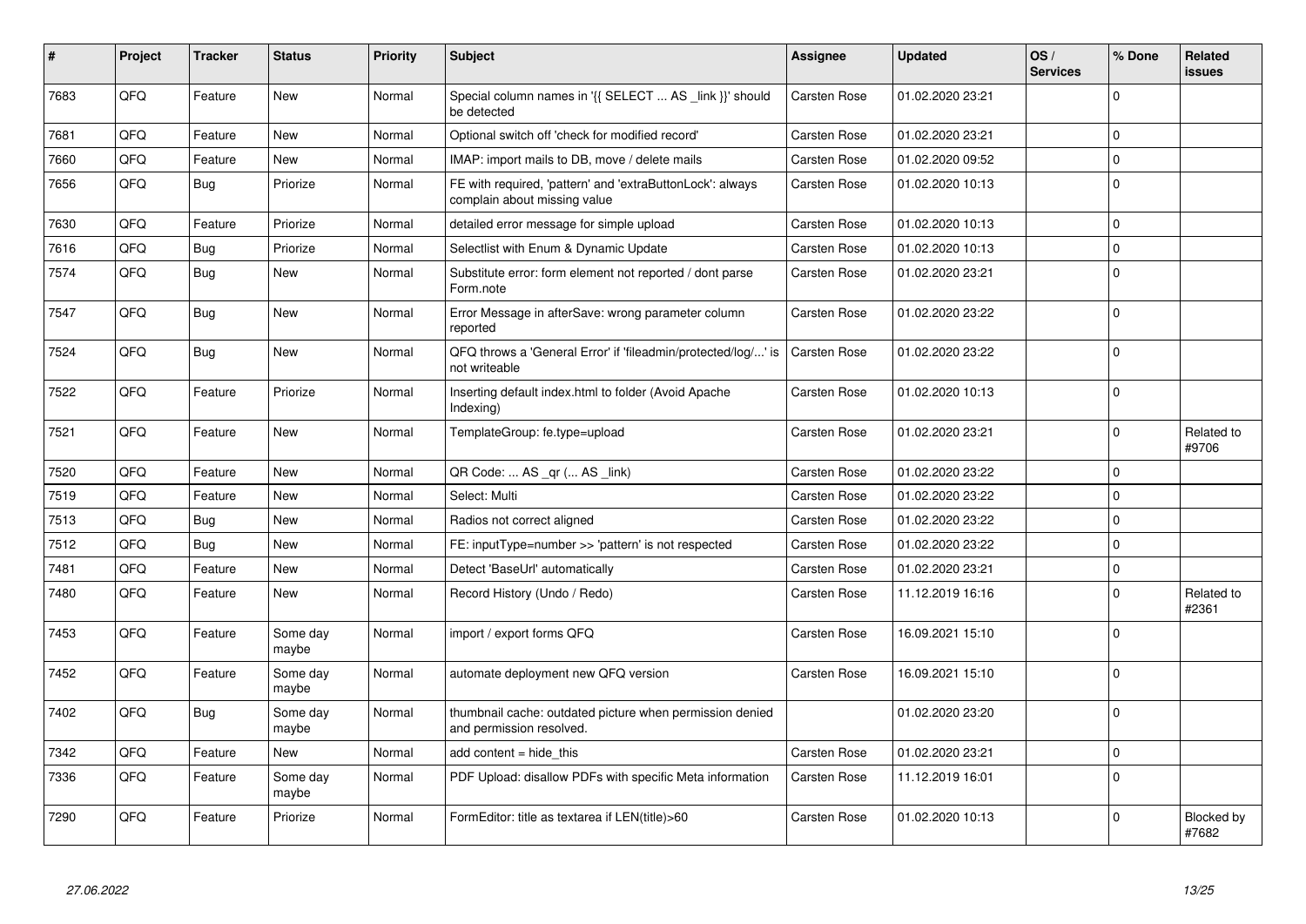| # | Project | Tracker | Status | Priority | Subject | Assignee | Updated | OS / Services | % Done | Related issues |
|---|---|---|---|---|---|---|---|---|---|---|
| 7683 | QFQ | Feature | New | Normal | Special column names in '{{ SELECT ... AS _link }}' should be detected | Carsten Rose | 01.02.2020 23:21 | | 0 | |
| 7681 | QFQ | Feature | New | Normal | Optional switch off 'check for modified record' | Carsten Rose | 01.02.2020 23:21 | | 0 | |
| 7660 | QFQ | Feature | New | Normal | IMAP: import mails to DB, move / delete mails | Carsten Rose | 01.02.2020 09:52 | | 0 | |
| 7656 | QFQ | Bug | Priorize | Normal | FE with required, 'pattern' and 'extraButtonLock': always complain about missing value | Carsten Rose | 01.02.2020 10:13 | | 0 | |
| 7630 | QFQ | Feature | Priorize | Normal | detailed error message for simple upload | Carsten Rose | 01.02.2020 10:13 | | 0 | |
| 7616 | QFQ | Bug | Priorize | Normal | Selectlist with Enum & Dynamic Update | Carsten Rose | 01.02.2020 10:13 | | 0 | |
| 7574 | QFQ | Bug | New | Normal | Substitute error: form element not reported / dont parse Form.note | Carsten Rose | 01.02.2020 23:21 | | 0 | |
| 7547 | QFQ | Bug | New | Normal | Error Message in afterSave: wrong parameter column reported | Carsten Rose | 01.02.2020 23:22 | | 0 | |
| 7524 | QFQ | Bug | New | Normal | QFQ throws a 'General Error' if 'fileadmin/protected/log/...' is not writeable | Carsten Rose | 01.02.2020 23:22 | | 0 | |
| 7522 | QFQ | Feature | Priorize | Normal | Inserting default index.html to folder (Avoid Apache Indexing) | Carsten Rose | 01.02.2020 10:13 | | 0 | |
| 7521 | QFQ | Feature | New | Normal | TemplateGroup: fe.type=upload | Carsten Rose | 01.02.2020 23:21 | | 0 | Related to #9706 |
| 7520 | QFQ | Feature | New | Normal | QR Code: ... AS _qr (... AS _link) | Carsten Rose | 01.02.2020 23:22 | | 0 | |
| 7519 | QFQ | Feature | New | Normal | Select: Multi | Carsten Rose | 01.02.2020 23:22 | | 0 | |
| 7513 | QFQ | Bug | New | Normal | Radios not correct aligned | Carsten Rose | 01.02.2020 23:22 | | 0 | |
| 7512 | QFQ | Bug | New | Normal | FE: inputType=number >> 'pattern' is not respected | Carsten Rose | 01.02.2020 23:22 | | 0 | |
| 7481 | QFQ | Feature | New | Normal | Detect 'BaseUrl' automatically | Carsten Rose | 01.02.2020 23:21 | | 0 | |
| 7480 | QFQ | Feature | New | Normal | Record History (Undo / Redo) | Carsten Rose | 11.12.2019 16:16 | | 0 | Related to #2361 |
| 7453 | QFQ | Feature | Some day maybe | Normal | import / export forms QFQ | Carsten Rose | 16.09.2021 15:10 | | 0 | |
| 7452 | QFQ | Feature | Some day maybe | Normal | automate deployment new QFQ version | Carsten Rose | 16.09.2021 15:10 | | 0 | |
| 7402 | QFQ | Bug | Some day maybe | Normal | thumbnail cache: outdated picture when permission denied and permission resolved. | | 01.02.2020 23:20 | | 0 | |
| 7342 | QFQ | Feature | New | Normal | add content = hide_this | Carsten Rose | 01.02.2020 23:21 | | 0 | |
| 7336 | QFQ | Feature | Some day maybe | Normal | PDF Upload: disallow PDFs with specific Meta information | Carsten Rose | 11.12.2019 16:01 | | 0 | |
| 7290 | QFQ | Feature | Priorize | Normal | FormEditor: title as textarea if LEN(title)>60 | Carsten Rose | 01.02.2020 10:13 | | 0 | Blocked by #7682 |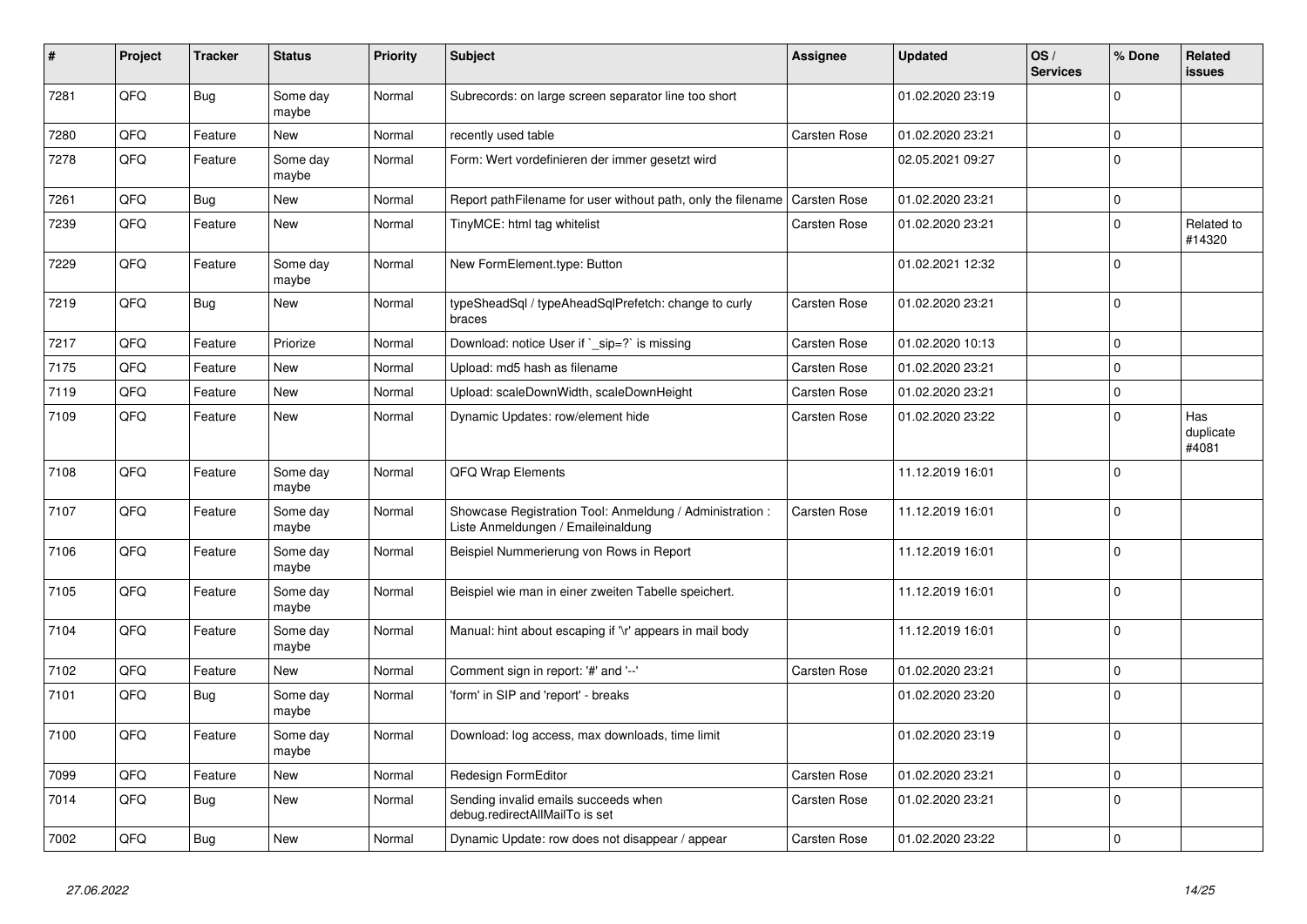| # | Project | Tracker | Status | Priority | Subject | Assignee | Updated | OS / Services | % Done | Related issues |
|---|---|---|---|---|---|---|---|---|---|---|
| 7281 | QFQ | Bug | Some day maybe | Normal | Subrecords: on large screen separator line too short | | 01.02.2020 23:19 | | 0 | |
| 7280 | QFQ | Feature | New | Normal | recently used table | Carsten Rose | 01.02.2020 23:21 | | 0 | |
| 7278 | QFQ | Feature | Some day maybe | Normal | Form: Wert vordefinieren der immer gesetzt wird | | 02.05.2021 09:27 | | 0 | |
| 7261 | QFQ | Bug | New | Normal | Report pathFilename for user without path, only the filename | Carsten Rose | 01.02.2020 23:21 | | 0 | |
| 7239 | QFQ | Feature | New | Normal | TinyMCE: html tag whitelist | Carsten Rose | 01.02.2020 23:21 | | 0 | Related to #14320 |
| 7229 | QFQ | Feature | Some day maybe | Normal | New FormElement.type: Button | | 01.02.2021 12:32 | | 0 | |
| 7219 | QFQ | Bug | New | Normal | typeSheadSql / typeAheadSqlPrefetch: change to curly braces | Carsten Rose | 01.02.2020 23:21 | | 0 | |
| 7217 | QFQ | Feature | Priorize | Normal | Download: notice User if `_sip=?` is missing | Carsten Rose | 01.02.2020 10:13 | | 0 | |
| 7175 | QFQ | Feature | New | Normal | Upload: md5 hash as filename | Carsten Rose | 01.02.2020 23:21 | | 0 | |
| 7119 | QFQ | Feature | New | Normal | Upload: scaleDownWidth, scaleDownHeight | Carsten Rose | 01.02.2020 23:21 | | 0 | |
| 7109 | QFQ | Feature | New | Normal | Dynamic Updates: row/element hide | Carsten Rose | 01.02.2020 23:22 | | 0 | Has duplicate #4081 |
| 7108 | QFQ | Feature | Some day maybe | Normal | QFQ Wrap Elements | | 11.12.2019 16:01 | | 0 | |
| 7107 | QFQ | Feature | Some day maybe | Normal | Showcase Registration Tool: Anmeldung / Administration : Liste Anmeldungen / Emaileinaldung | Carsten Rose | 11.12.2019 16:01 | | 0 | |
| 7106 | QFQ | Feature | Some day maybe | Normal | Beispiel Nummerierung von Rows in Report | | 11.12.2019 16:01 | | 0 | |
| 7105 | QFQ | Feature | Some day maybe | Normal | Beispiel wie man in einer zweiten Tabelle speichert. | | 11.12.2019 16:01 | | 0 | |
| 7104 | QFQ | Feature | Some day maybe | Normal | Manual: hint about escaping if '\r' appears in mail body | | 11.12.2019 16:01 | | 0 | |
| 7102 | QFQ | Feature | New | Normal | Comment sign in report: '#' and '--' | Carsten Rose | 01.02.2020 23:21 | | 0 | |
| 7101 | QFQ | Bug | Some day maybe | Normal | 'form' in SIP and 'report' - breaks | | 01.02.2020 23:20 | | 0 | |
| 7100 | QFQ | Feature | Some day maybe | Normal | Download: log access, max downloads, time limit | | 01.02.2020 23:19 | | 0 | |
| 7099 | QFQ | Feature | New | Normal | Redesign FormEditor | Carsten Rose | 01.02.2020 23:21 | | 0 | |
| 7014 | QFQ | Bug | New | Normal | Sending invalid emails succeeds when debug.redirectAllMailTo is set | Carsten Rose | 01.02.2020 23:21 | | 0 | |
| 7002 | QFQ | Bug | New | Normal | Dynamic Update: row does not disappear / appear | Carsten Rose | 01.02.2020 23:22 | | 0 | |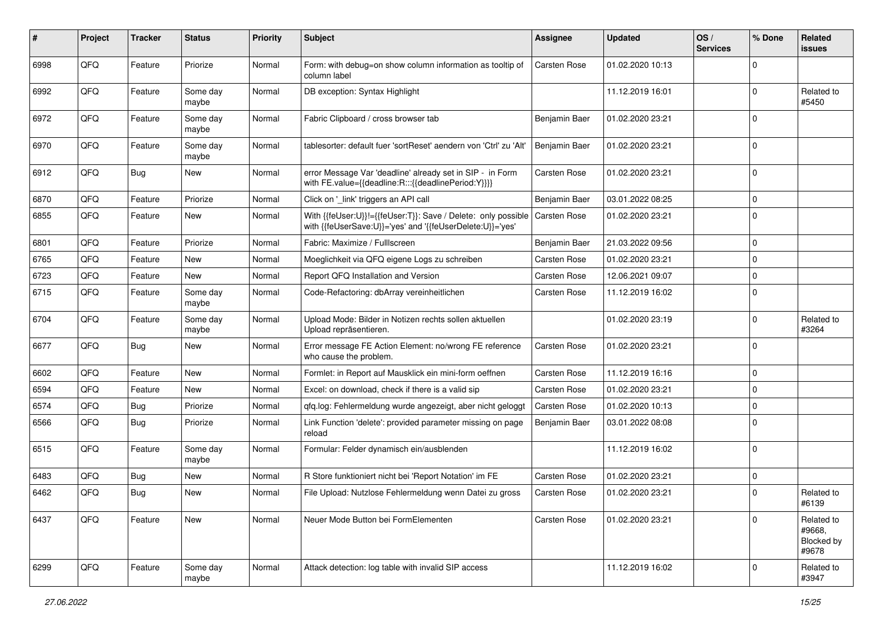| # | Project | Tracker | Status | Priority | Subject | Assignee | Updated | OS / Services | % Done | Related issues |
|---|---|---|---|---|---|---|---|---|---|---|
| 6998 | QFQ | Feature | Priorize | Normal | Form: with debug=on show column information as tooltip of column label | Carsten Rose | 01.02.2020 10:13 | | 0 | |
| 6992 | QFQ | Feature | Some day maybe | Normal | DB exception: Syntax Highlight | | 11.12.2019 16:01 | | 0 | Related to #5450 |
| 6972 | QFQ | Feature | Some day maybe | Normal | Fabric Clipboard / cross browser tab | Benjamin Baer | 01.02.2020 23:21 | | 0 | |
| 6970 | QFQ | Feature | Some day maybe | Normal | tablesorter: default fuer 'sortReset' aendern von 'Ctrl' zu 'Alt' | Benjamin Baer | 01.02.2020 23:21 | | 0 | |
| 6912 | QFQ | Bug | New | Normal | error Message Var 'deadline' already set in SIP - in Form with FE.value={{deadline:R:::{{deadlinePeriod:Y}}}} | Carsten Rose | 01.02.2020 23:21 | | 0 | |
| 6870 | QFQ | Feature | Priorize | Normal | Click on '_link' triggers an API call | Benjamin Baer | 03.01.2022 08:25 | | 0 | |
| 6855 | QFQ | Feature | New | Normal | With {{feUser:U}}!={{feUser:T}}: Save / Delete: only possible with {{feUserSave:U}}='yes' and '{{feUserDelete:U}}='yes' | Carsten Rose | 01.02.2020 23:21 | | 0 | |
| 6801 | QFQ | Feature | Priorize | Normal | Fabric: Maximize / Fulllscreen | Benjamin Baer | 21.03.2022 09:56 | | 0 | |
| 6765 | QFQ | Feature | New | Normal | Moeglichkeit via QFQ eigene Logs zu schreiben | Carsten Rose | 01.02.2020 23:21 | | 0 | |
| 6723 | QFQ | Feature | New | Normal | Report QFQ Installation and Version | Carsten Rose | 12.06.2021 09:07 | | 0 | |
| 6715 | QFQ | Feature | Some day maybe | Normal | Code-Refactoring: dbArray vereinheitlichen | Carsten Rose | 11.12.2019 16:02 | | 0 | |
| 6704 | QFQ | Feature | Some day maybe | Normal | Upload Mode: Bilder in Notizen rechts sollen aktuellen Upload repräsentieren. | | 01.02.2020 23:19 | | 0 | Related to #3264 |
| 6677 | QFQ | Bug | New | Normal | Error message FE Action Element: no/wrong FE reference who cause the problem. | Carsten Rose | 01.02.2020 23:21 | | 0 | |
| 6602 | QFQ | Feature | New | Normal | Formlet: in Report auf Mausklick ein mini-form oeffnen | Carsten Rose | 11.12.2019 16:16 | | 0 | |
| 6594 | QFQ | Feature | New | Normal | Excel: on download, check if there is a valid sip | Carsten Rose | 01.02.2020 23:21 | | 0 | |
| 6574 | QFQ | Bug | Priorize | Normal | qfq.log: Fehlermeldung wurde angezeigt, aber nicht geloggt | Carsten Rose | 01.02.2020 10:13 | | 0 | |
| 6566 | QFQ | Bug | Priorize | Normal | Link Function 'delete': provided parameter missing on page reload | Benjamin Baer | 03.01.2022 08:08 | | 0 | |
| 6515 | QFQ | Feature | Some day maybe | Normal | Formular: Felder dynamisch ein/ausblenden | | 11.12.2019 16:02 | | 0 | |
| 6483 | QFQ | Bug | New | Normal | R Store funktioniert nicht bei 'Report Notation' im FE | Carsten Rose | 01.02.2020 23:21 | | 0 | |
| 6462 | QFQ | Bug | New | Normal | File Upload: Nutzlose Fehlermeldung wenn Datei zu gross | Carsten Rose | 01.02.2020 23:21 | | 0 | Related to #6139 |
| 6437 | QFQ | Feature | New | Normal | Neuer Mode Button bei FormElementen | Carsten Rose | 01.02.2020 23:21 | | 0 | Related to #9668, Blocked by #9678 |
| 6299 | QFQ | Feature | Some day maybe | Normal | Attack detection: log table with invalid SIP access | | 11.12.2019 16:02 | | 0 | Related to #3947 |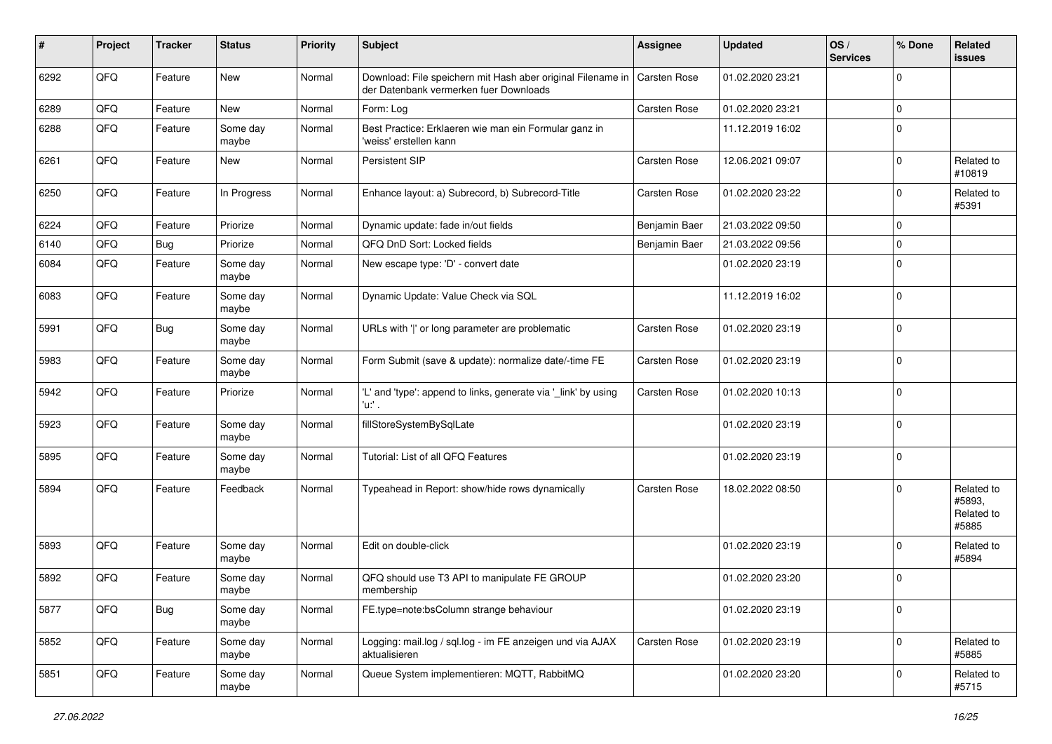| # | Project | Tracker | Status | Priority | Subject | Assignee | Updated | OS / Services | % Done | Related issues |
|---|---|---|---|---|---|---|---|---|---|---|
| 6292 | QFQ | Feature | New | Normal | Download: File speichern mit Hash aber original Filename in der Datenbank vermerken fuer Downloads | Carsten Rose | 01.02.2020 23:21 | | 0 | |
| 6289 | QFQ | Feature | New | Normal | Form: Log | Carsten Rose | 01.02.2020 23:21 | | 0 | |
| 6288 | QFQ | Feature | Some day maybe | Normal | Best Practice: Erklaeren wie man ein Formular ganz in 'weiss' erstellen kann | | 11.12.2019 16:02 | | 0 | |
| 6261 | QFQ | Feature | New | Normal | Persistent SIP | Carsten Rose | 12.06.2021 09:07 | | 0 | Related to #10819 |
| 6250 | QFQ | Feature | In Progress | Normal | Enhance layout: a) Subrecord, b) Subrecord-Title | Carsten Rose | 01.02.2020 23:22 | | 0 | Related to #5391 |
| 6224 | QFQ | Feature | Priorize | Normal | Dynamic update: fade in/out fields | Benjamin Baer | 21.03.2022 09:50 | | 0 | |
| 6140 | QFQ | Bug | Priorize | Normal | QFQ DnD Sort: Locked fields | Benjamin Baer | 21.03.2022 09:56 | | 0 | |
| 6084 | QFQ | Feature | Some day maybe | Normal | New escape type: 'D' - convert date | | 01.02.2020 23:19 | | 0 | |
| 6083 | QFQ | Feature | Some day maybe | Normal | Dynamic Update: Value Check via SQL | | 11.12.2019 16:02 | | 0 | |
| 5991 | QFQ | Bug | Some day maybe | Normal | URLs with ' ' or long parameter are problematic | Carsten Rose | 01.02.2020 23:19 | | 0 | |
| 5983 | QFQ | Feature | Some day maybe | Normal | Form Submit (save & update): normalize date/-time FE | Carsten Rose | 01.02.2020 23:19 | | 0 | |
| 5942 | QFQ | Feature | Priorize | Normal | 'L' and 'type': append to links, generate via '_link' by using 'u:' . | Carsten Rose | 01.02.2020 10:13 | | 0 | |
| 5923 | QFQ | Feature | Some day maybe | Normal | fillStoreSystemBySqlLate | | 01.02.2020 23:19 | | 0 | |
| 5895 | QFQ | Feature | Some day maybe | Normal | Tutorial: List of all QFQ Features | | 01.02.2020 23:19 | | 0 | |
| 5894 | QFQ | Feature | Feedback | Normal | Typeahead in Report: show/hide rows dynamically | Carsten Rose | 18.02.2022 08:50 | | 0 | Related to #5893, Related to #5885 |
| 5893 | QFQ | Feature | Some day maybe | Normal | Edit on double-click | | 01.02.2020 23:19 | | 0 | Related to #5894 |
| 5892 | QFQ | Feature | Some day maybe | Normal | QFQ should use T3 API to manipulate FE GROUP membership | | 01.02.2020 23:20 | | 0 | |
| 5877 | QFQ | Bug | Some day maybe | Normal | FE.type=note:bsColumn strange behaviour | | 01.02.2020 23:19 | | 0 | |
| 5852 | QFQ | Feature | Some day maybe | Normal | Logging: mail.log / sql.log - im FE anzeigen und via AJAX aktualisieren | Carsten Rose | 01.02.2020 23:19 | | 0 | Related to #5885 |
| 5851 | QFQ | Feature | Some day maybe | Normal | Queue System implementieren: MQTT, RabbitMQ | | 01.02.2020 23:20 | | 0 | Related to #5715 |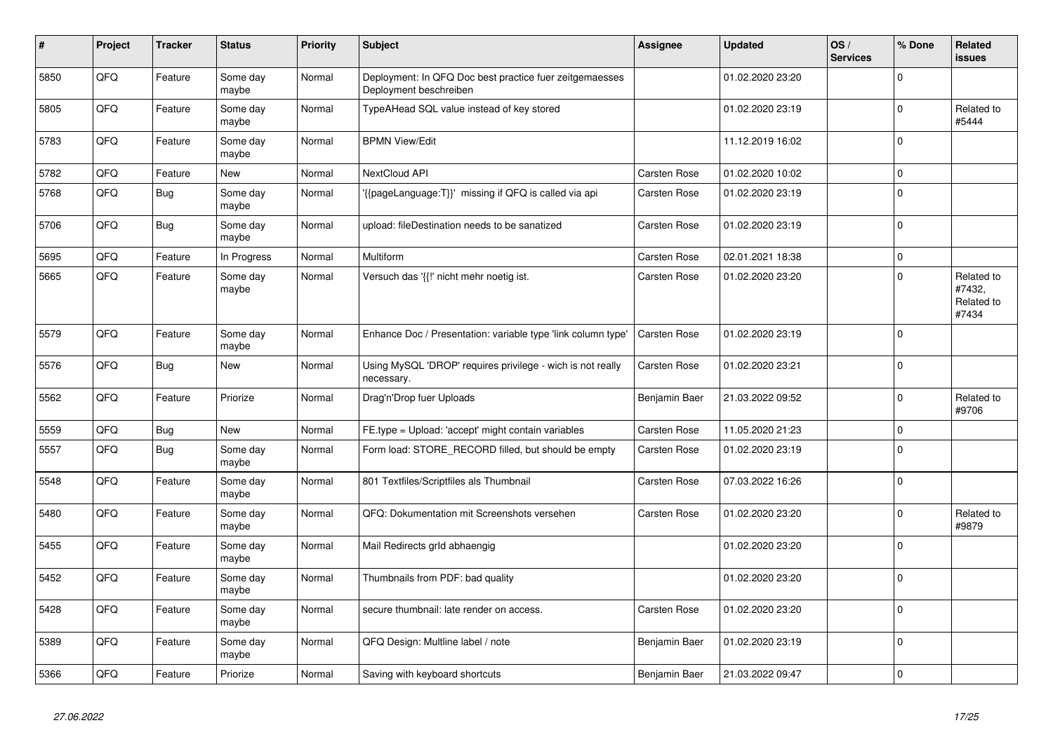| # | Project | Tracker | Status | Priority | Subject | Assignee | Updated | OS / Services | % Done | Related issues |
|---|---|---|---|---|---|---|---|---|---|---|
| 5850 | QFQ | Feature | Some day maybe | Normal | Deployment: In QFQ Doc best practice fuer zeitgemaesses Deployment beschreiben | | 01.02.2020 23:20 | | 0 | |
| 5805 | QFQ | Feature | Some day maybe | Normal | TypeAHead SQL value instead of key stored | | 01.02.2020 23:19 | | 0 | Related to #5444 |
| 5783 | QFQ | Feature | Some day maybe | Normal | BPMN View/Edit | | 11.12.2019 16:02 | | 0 | |
| 5782 | QFQ | Feature | New | Normal | NextCloud API | Carsten Rose | 01.02.2020 10:02 | | 0 | |
| 5768 | QFQ | Bug | Some day maybe | Normal | '{{pageLanguage:T}}' missing if QFQ is called via api | Carsten Rose | 01.02.2020 23:19 | | 0 | |
| 5706 | QFQ | Bug | Some day maybe | Normal | upload: fileDestination needs to be sanatized | Carsten Rose | 01.02.2020 23:19 | | 0 | |
| 5695 | QFQ | Feature | In Progress | Normal | Multiform | Carsten Rose | 02.01.2021 18:38 | | 0 | |
| 5665 | QFQ | Feature | Some day maybe | Normal | Versuch das '{{!' nicht mehr noetig ist. | Carsten Rose | 01.02.2020 23:20 | | 0 | Related to #7432, Related to #7434 |
| 5579 | QFQ | Feature | Some day maybe | Normal | Enhance Doc / Presentation: variable type 'link column type' | Carsten Rose | 01.02.2020 23:19 | | 0 | |
| 5576 | QFQ | Bug | New | Normal | Using MySQL 'DROP' requires privilege - wich is not really necessary. | Carsten Rose | 01.02.2020 23:21 | | 0 | |
| 5562 | QFQ | Feature | Priorize | Normal | Drag'n'Drop fuer Uploads | Benjamin Baer | 21.03.2022 09:52 | | 0 | Related to #9706 |
| 5559 | QFQ | Bug | New | Normal | FE.type = Upload: 'accept' might contain variables | Carsten Rose | 11.05.2020 21:23 | | 0 | |
| 5557 | QFQ | Bug | Some day maybe | Normal | Form load: STORE_RECORD filled, but should be empty | Carsten Rose | 01.02.2020 23:19 | | 0 | |
| 5548 | QFQ | Feature | Some day maybe | Normal | 801 Textfiles/Scriptfiles als Thumbnail | Carsten Rose | 07.03.2022 16:26 | | 0 | |
| 5480 | QFQ | Feature | Some day maybe | Normal | QFQ: Dokumentation mit Screenshots versehen | Carsten Rose | 01.02.2020 23:20 | | 0 | Related to #9879 |
| 5455 | QFQ | Feature | Some day maybe | Normal | Mail Redirects grId abhaengig | | 01.02.2020 23:20 | | 0 | |
| 5452 | QFQ | Feature | Some day maybe | Normal | Thumbnails from PDF: bad quality | | 01.02.2020 23:20 | | 0 | |
| 5428 | QFQ | Feature | Some day maybe | Normal | secure thumbnail: late render on access. | Carsten Rose | 01.02.2020 23:20 | | 0 | |
| 5389 | QFQ | Feature | Some day maybe | Normal | QFQ Design: Multline label / note | Benjamin Baer | 01.02.2020 23:19 | | 0 | |
| 5366 | QFQ | Feature | Priorize | Normal | Saving with keyboard shortcuts | Benjamin Baer | 21.03.2022 09:47 | | 0 | |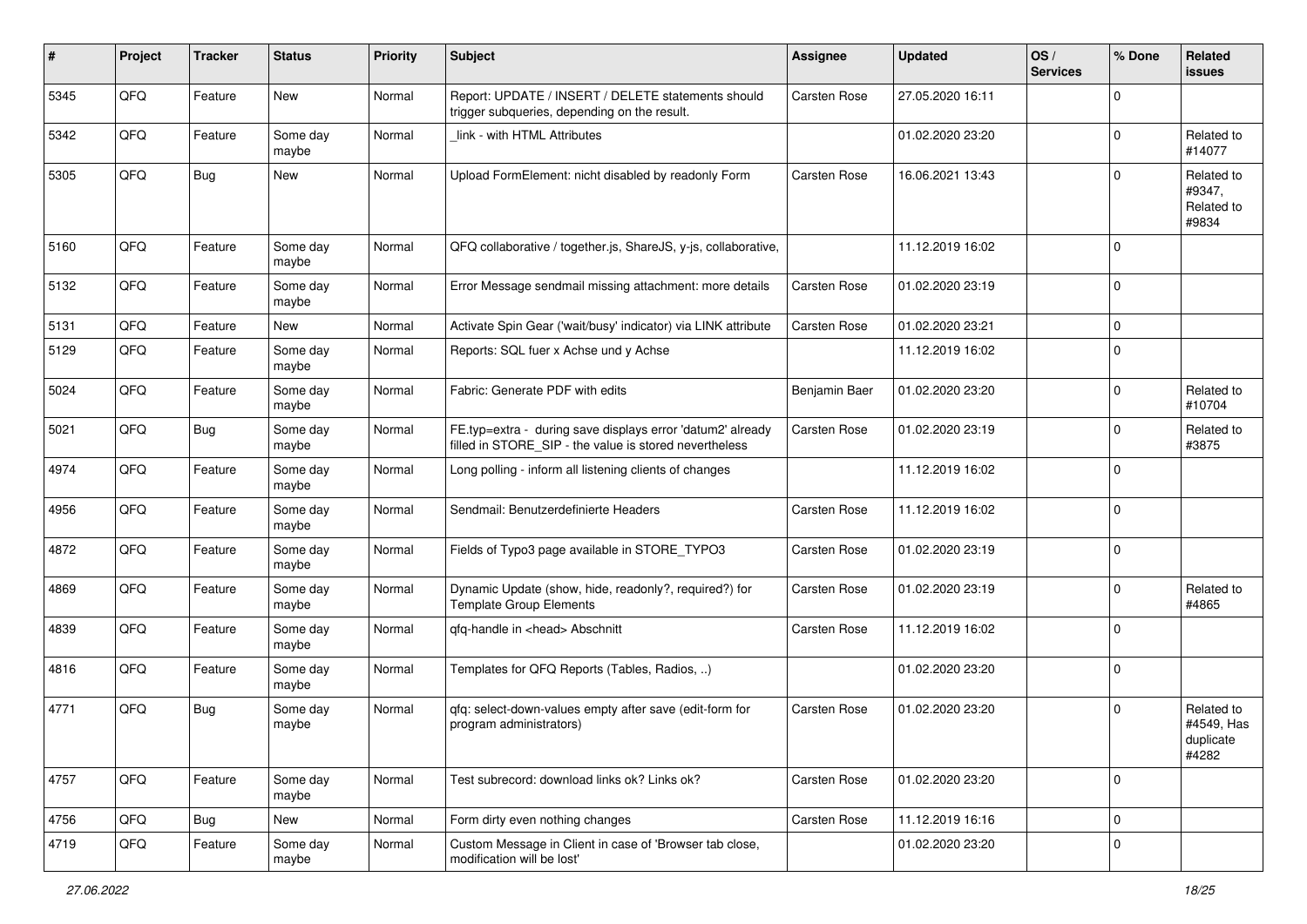| # | Project | Tracker | Status | Priority | Subject | Assignee | Updated | OS / Services | % Done | Related issues |
|---|---|---|---|---|---|---|---|---|---|---|
| 5345 | QFQ | Feature | New | Normal | Report: UPDATE / INSERT / DELETE statements should trigger subqueries, depending on the result. | Carsten Rose | 27.05.2020 16:11 | | 0 | |
| 5342 | QFQ | Feature | Some day maybe | Normal | _link - with HTML Attributes | | 01.02.2020 23:20 | | 0 | Related to #14077 |
| 5305 | QFQ | Bug | New | Normal | Upload FormElement: nicht disabled by readonly Form | Carsten Rose | 16.06.2021 13:43 | | 0 | Related to #9347, Related to #9834 |
| 5160 | QFQ | Feature | Some day maybe | Normal | QFQ collaborative / together.js, ShareJS, y-js, collaborative, | | 11.12.2019 16:02 | | 0 | |
| 5132 | QFQ | Feature | Some day maybe | Normal | Error Message sendmail missing attachment: more details | Carsten Rose | 01.02.2020 23:19 | | 0 | |
| 5131 | QFQ | Feature | New | Normal | Activate Spin Gear ('wait/busy' indicator) via LINK attribute | Carsten Rose | 01.02.2020 23:21 | | 0 | |
| 5129 | QFQ | Feature | Some day maybe | Normal | Reports: SQL fuer x Achse und y Achse | | 11.12.2019 16:02 | | 0 | |
| 5024 | QFQ | Feature | Some day maybe | Normal | Fabric: Generate PDF with edits | Benjamin Baer | 01.02.2020 23:20 | | 0 | Related to #10704 |
| 5021 | QFQ | Bug | Some day maybe | Normal | FE.typ=extra - during save displays error 'datum2' already filled in STORE_SIP - the value is stored nevertheless | Carsten Rose | 01.02.2020 23:19 | | 0 | Related to #3875 |
| 4974 | QFQ | Feature | Some day maybe | Normal | Long polling - inform all listening clients of changes | | 11.12.2019 16:02 | | 0 | |
| 4956 | QFQ | Feature | Some day maybe | Normal | Sendmail: Benutzerdefinierte Headers | Carsten Rose | 11.12.2019 16:02 | | 0 | |
| 4872 | QFQ | Feature | Some day maybe | Normal | Fields of Typo3 page available in STORE_TYPO3 | Carsten Rose | 01.02.2020 23:19 | | 0 | |
| 4869 | QFQ | Feature | Some day maybe | Normal | Dynamic Update (show, hide, readonly?, required?) for Template Group Elements | Carsten Rose | 01.02.2020 23:19 | | 0 | Related to #4865 |
| 4839 | QFQ | Feature | Some day maybe | Normal | qfq-handle in <head> Abschnitt | Carsten Rose | 11.12.2019 16:02 | | 0 | |
| 4816 | QFQ | Feature | Some day maybe | Normal | Templates for QFQ Reports (Tables, Radios, ..) | | 01.02.2020 23:20 | | 0 | |
| 4771 | QFQ | Bug | Some day maybe | Normal | qfq: select-down-values empty after save (edit-form for program administrators) | Carsten Rose | 01.02.2020 23:20 | | 0 | Related to #4549, Has duplicate #4282 |
| 4757 | QFQ | Feature | Some day maybe | Normal | Test subrecord: download links ok? Links ok? | Carsten Rose | 01.02.2020 23:20 | | 0 | |
| 4756 | QFQ | Bug | New | Normal | Form dirty even nothing changes | Carsten Rose | 11.12.2019 16:16 | | 0 | |
| 4719 | QFQ | Feature | Some day maybe | Normal | Custom Message in Client in case of 'Browser tab close, modification will be lost' | | 01.02.2020 23:20 | | 0 | |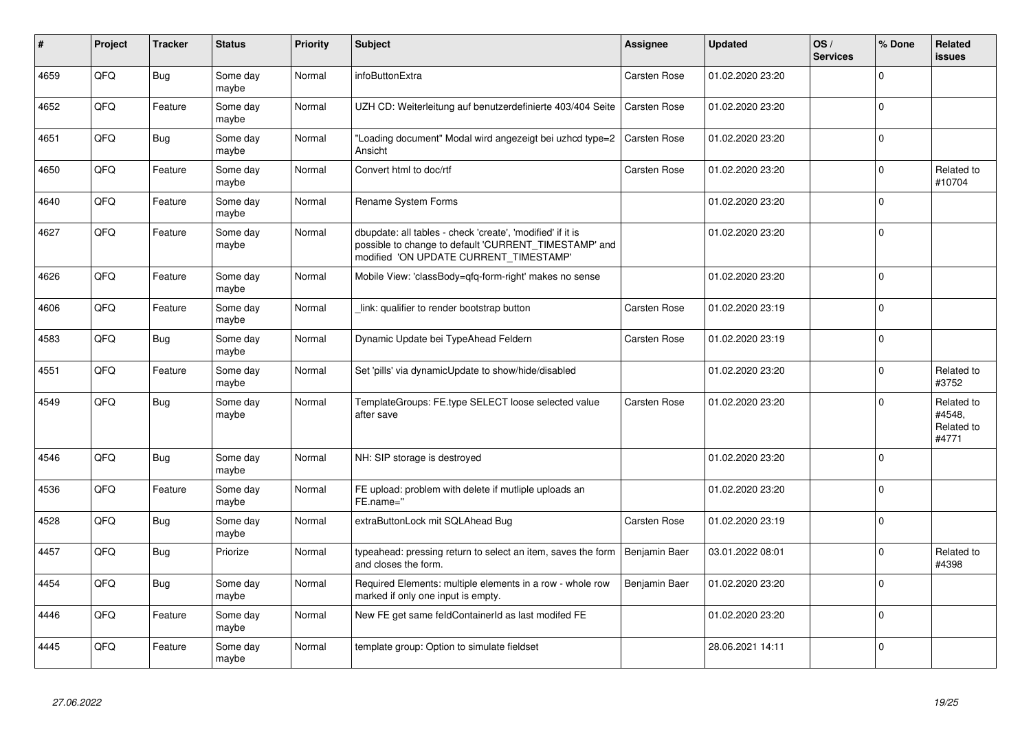| # | Project | Tracker | Status | Priority | Subject | Assignee | Updated | OS / Services | % Done | Related issues |
|---|---|---|---|---|---|---|---|---|---|---|
| 4659 | QFQ | Bug | Some day maybe | Normal | infoButtonExtra | Carsten Rose | 01.02.2020 23:20 | | 0 | |
| 4652 | QFQ | Feature | Some day maybe | Normal | UZH CD: Weiterleitung auf benutzerdefinierte 403/404 Seite | Carsten Rose | 01.02.2020 23:20 | | 0 | |
| 4651 | QFQ | Bug | Some day maybe | Normal | "Loading document" Modal wird angezeigt bei uzhcd type=2 Ansicht | Carsten Rose | 01.02.2020 23:20 | | 0 | |
| 4650 | QFQ | Feature | Some day maybe | Normal | Convert html to doc/rtf | Carsten Rose | 01.02.2020 23:20 | | 0 | Related to #10704 |
| 4640 | QFQ | Feature | Some day maybe | Normal | Rename System Forms | | 01.02.2020 23:20 | | 0 | |
| 4627 | QFQ | Feature | Some day maybe | Normal | dbupdate: all tables - check 'create', 'modified' if it is possible to change to default 'CURRENT_TIMESTAMP' and modified 'ON UPDATE CURRENT_TIMESTAMP' | | 01.02.2020 23:20 | | 0 | |
| 4626 | QFQ | Feature | Some day maybe | Normal | Mobile View: 'classBody=qfq-form-right' makes no sense | | 01.02.2020 23:20 | | 0 | |
| 4606 | QFQ | Feature | Some day maybe | Normal | _link: qualifier to render bootstrap button | Carsten Rose | 01.02.2020 23:19 | | 0 | |
| 4583 | QFQ | Bug | Some day maybe | Normal | Dynamic Update bei TypeAhead Feldern | Carsten Rose | 01.02.2020 23:19 | | 0 | |
| 4551 | QFQ | Feature | Some day maybe | Normal | Set 'pills' via dynamicUpdate to show/hide/disabled | | 01.02.2020 23:20 | | 0 | Related to #3752 |
| 4549 | QFQ | Bug | Some day maybe | Normal | TemplateGroups: FE.type SELECT loose selected value after save | Carsten Rose | 01.02.2020 23:20 | | 0 | Related to #4548, Related to #4771 |
| 4546 | QFQ | Bug | Some day maybe | Normal | NH: SIP storage is destroyed | | 01.02.2020 23:20 | | 0 | |
| 4536 | QFQ | Feature | Some day maybe | Normal | FE upload: problem with delete if mutliple uploads an FE.name='' | | 01.02.2020 23:20 | | 0 | |
| 4528 | QFQ | Bug | Some day maybe | Normal | extraButtonLock mit SQLAhead Bug | Carsten Rose | 01.02.2020 23:19 | | 0 | |
| 4457 | QFQ | Bug | Priorize | Normal | typeahead: pressing return to select an item, saves the form and closes the form. | Benjamin Baer | 03.01.2022 08:01 | | 0 | Related to #4398 |
| 4454 | QFQ | Bug | Some day maybe | Normal | Required Elements: multiple elements in a row - whole row marked if only one input is empty. | Benjamin Baer | 01.02.2020 23:20 | | 0 | |
| 4446 | QFQ | Feature | Some day maybe | Normal | New FE get same feldContainerId as last modifed FE | | 01.02.2020 23:20 | | 0 | |
| 4445 | QFQ | Feature | Some day maybe | Normal | template group: Option to simulate fieldset | | 28.06.2021 14:11 | | 0 | |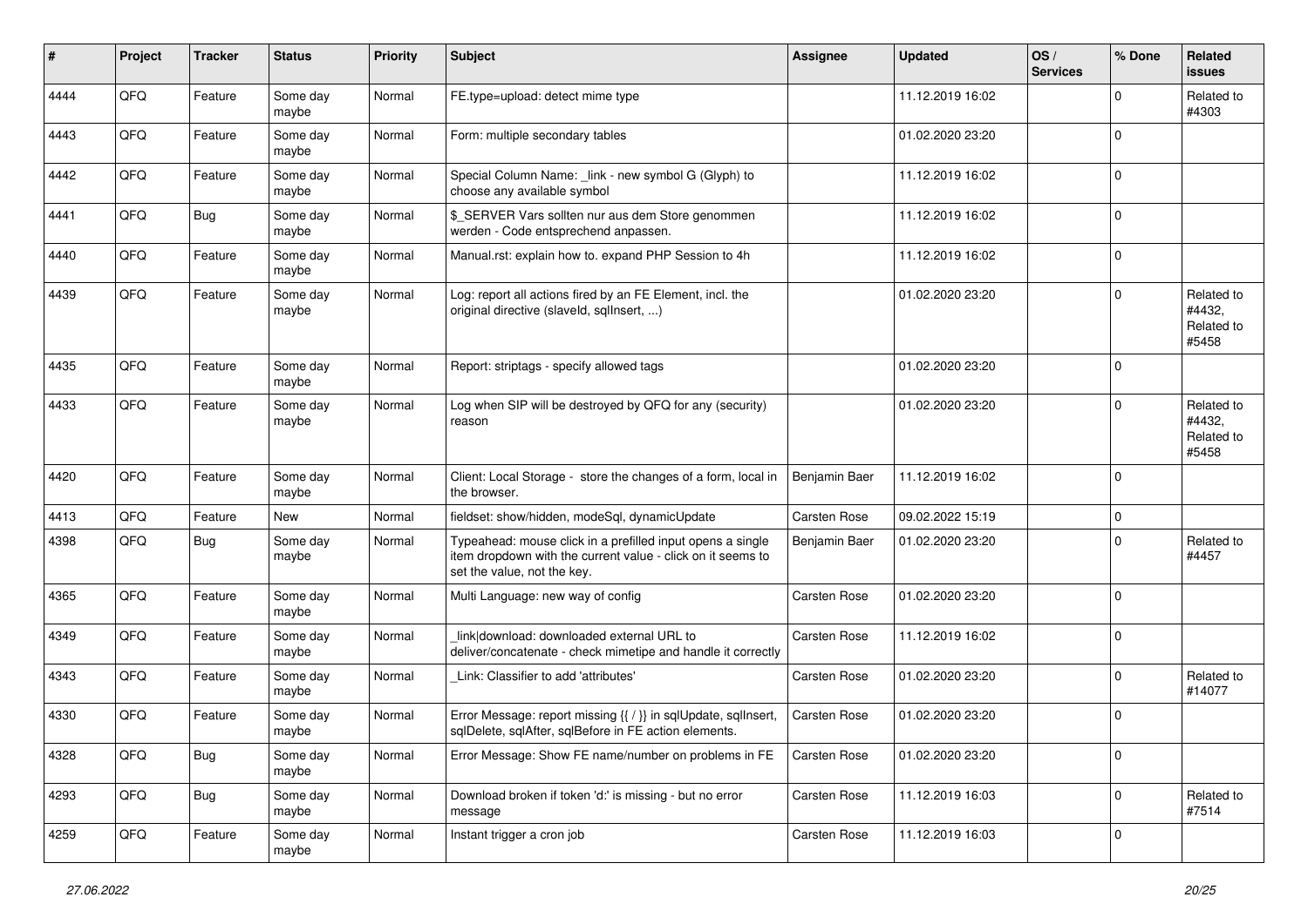| # | Project | Tracker | Status | Priority | Subject | Assignee | Updated | OS / Services | % Done | Related issues |
|---|---|---|---|---|---|---|---|---|---|---|
| 4444 | QFQ | Feature | Some day maybe | Normal | FE.type=upload: detect mime type | | 11.12.2019 16:02 | | 0 | Related to #4303 |
| 4443 | QFQ | Feature | Some day maybe | Normal | Form: multiple secondary tables | | 01.02.2020 23:20 | | 0 | |
| 4442 | QFQ | Feature | Some day maybe | Normal | Special Column Name: _link - new symbol G (Glyph) to choose any available symbol | | 11.12.2019 16:02 | | 0 | |
| 4441 | QFQ | Bug | Some day maybe | Normal | $_SERVER Vars sollten nur aus dem Store genommen werden - Code entsprechend anpassen. | | 11.12.2019 16:02 | | 0 | |
| 4440 | QFQ | Feature | Some day maybe | Normal | Manual.rst: explain how to. expand PHP Session to 4h | | 11.12.2019 16:02 | | 0 | |
| 4439 | QFQ | Feature | Some day maybe | Normal | Log: report all actions fired by an FE Element, incl. the original directive (slaveId, sqlInsert, ...) | | 01.02.2020 23:20 | | 0 | Related to #4432, Related to #5458 |
| 4435 | QFQ | Feature | Some day maybe | Normal | Report: striptags - specify allowed tags | | 01.02.2020 23:20 | | 0 | |
| 4433 | QFQ | Feature | Some day maybe | Normal | Log when SIP will be destroyed by QFQ for any (security) reason | | 01.02.2020 23:20 | | 0 | Related to #4432, Related to #5458 |
| 4420 | QFQ | Feature | Some day maybe | Normal | Client: Local Storage - store the changes of a form, local in the browser. | Benjamin Baer | 11.12.2019 16:02 | | 0 | |
| 4413 | QFQ | Feature | New | Normal | fieldset: show/hidden, modeSql, dynamicUpdate | Carsten Rose | 09.02.2022 15:19 | | 0 | |
| 4398 | QFQ | Bug | Some day maybe | Normal | Typeahead: mouse click in a prefilled input opens a single item dropdown with the current value - click on it seems to set the value, not the key. | Benjamin Baer | 01.02.2020 23:20 | | 0 | Related to #4457 |
| 4365 | QFQ | Feature | Some day maybe | Normal | Multi Language: new way of config | Carsten Rose | 01.02.2020 23:20 | | 0 | |
| 4349 | QFQ | Feature | Some day maybe | Normal | _link\|download: downloaded external URL to deliver/concatenate - check mimetipe and handle it correctly | Carsten Rose | 11.12.2019 16:02 | | 0 | |
| 4343 | QFQ | Feature | Some day maybe | Normal | _Link: Classifier to add 'attributes' | Carsten Rose | 01.02.2020 23:20 | | 0 | Related to #14077 |
| 4330 | QFQ | Feature | Some day maybe | Normal | Error Message: report missing {{ / }} in sqlUpdate, sqlInsert, sqlDelete, sqlAfter, sqlBefore in FE action elements. | Carsten Rose | 01.02.2020 23:20 | | 0 | |
| 4328 | QFQ | Bug | Some day maybe | Normal | Error Message: Show FE name/number on problems in FE | Carsten Rose | 01.02.2020 23:20 | | 0 | |
| 4293 | QFQ | Bug | Some day maybe | Normal | Download broken if token 'd:' is missing - but no error message | Carsten Rose | 11.12.2019 16:03 | | 0 | Related to #7514 |
| 4259 | QFQ | Feature | Some day maybe | Normal | Instant trigger a cron job | Carsten Rose | 11.12.2019 16:03 | | 0 | |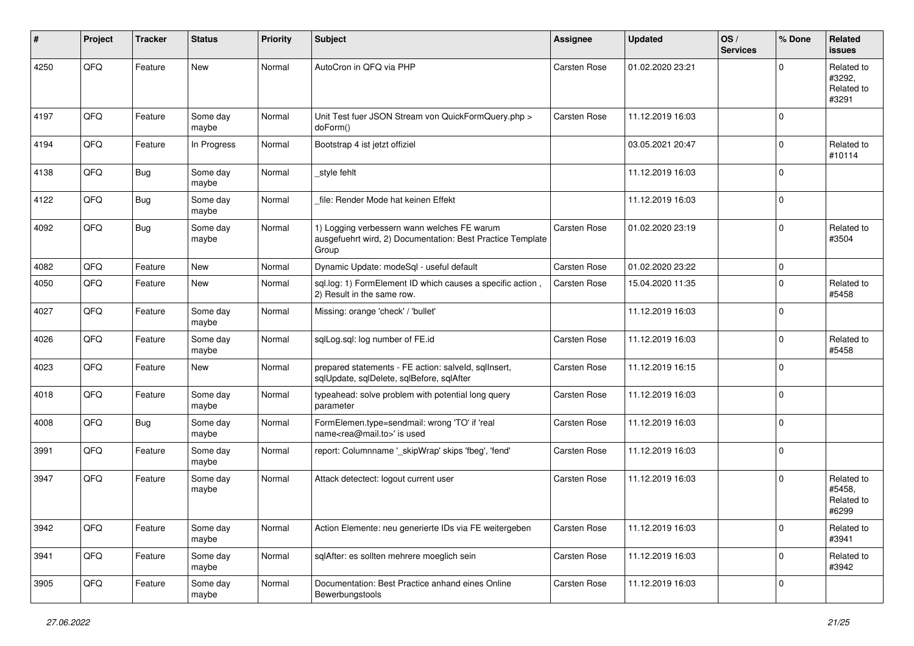| # | Project | Tracker | Status | Priority | Subject | Assignee | Updated | OS / Services | % Done | Related issues |
|---|---|---|---|---|---|---|---|---|---|---|
| 4250 | QFQ | Feature | New | Normal | AutoCron in QFQ via PHP | Carsten Rose | 01.02.2020 23:21 | | 0 | Related to #3292, Related to #3291 |
| 4197 | QFQ | Feature | Some day maybe | Normal | Unit Test fuer JSON Stream von QuickFormQuery.php > doForm() | Carsten Rose | 11.12.2019 16:03 | | 0 | |
| 4194 | QFQ | Feature | In Progress | Normal | Bootstrap 4 ist jetzt offiziel | | 03.05.2021 20:47 | | 0 | Related to #10114 |
| 4138 | QFQ | Bug | Some day maybe | Normal | _style fehlt | | 11.12.2019 16:03 | | 0 | |
| 4122 | QFQ | Bug | Some day maybe | Normal | _file: Render Mode hat keinen Effekt | | 11.12.2019 16:03 | | 0 | |
| 4092 | QFQ | Bug | Some day maybe | Normal | 1) Logging verbessern wann welches FE warum ausgefuehrt wird, 2) Documentation: Best Practice Template Group | Carsten Rose | 01.02.2020 23:19 | | 0 | Related to #3504 |
| 4082 | QFQ | Feature | New | Normal | Dynamic Update: modeSql - useful default | Carsten Rose | 01.02.2020 23:22 | | 0 | |
| 4050 | QFQ | Feature | New | Normal | sql.log: 1) FormElement ID which causes a specific action , 2) Result in the same row. | Carsten Rose | 15.04.2020 11:35 | | 0 | Related to #5458 |
| 4027 | QFQ | Feature | Some day maybe | Normal | Missing: orange 'check' / 'bullet' | | 11.12.2019 16:03 | | 0 | |
| 4026 | QFQ | Feature | Some day maybe | Normal | sqlLog.sql: log number of FE.id | Carsten Rose | 11.12.2019 16:03 | | 0 | Related to #5458 |
| 4023 | QFQ | Feature | New | Normal | prepared statements - FE action: salveld, sqlInsert, sqlUpdate, sqlDelete, sqlBefore, sqlAfter | Carsten Rose | 11.12.2019 16:15 | | 0 | |
| 4018 | QFQ | Feature | Some day maybe | Normal | typeahead: solve problem with potential long query parameter | Carsten Rose | 11.12.2019 16:03 | | 0 | |
| 4008 | QFQ | Bug | Some day maybe | Normal | FormElemen.type=sendmail: wrong 'TO' if 'real name<rea@mail.to>' is used | Carsten Rose | 11.12.2019 16:03 | | 0 | |
| 3991 | QFQ | Feature | Some day maybe | Normal | report: Columnname '_skipWrap' skips 'fbeg', 'fend' | Carsten Rose | 11.12.2019 16:03 | | 0 | |
| 3947 | QFQ | Feature | Some day maybe | Normal | Attack detectect: logout current user | Carsten Rose | 11.12.2019 16:03 | | 0 | Related to #5458, Related to #6299 |
| 3942 | QFQ | Feature | Some day maybe | Normal | Action Elemente: neu generierte IDs via FE weitergeben | Carsten Rose | 11.12.2019 16:03 | | 0 | Related to #3941 |
| 3941 | QFQ | Feature | Some day maybe | Normal | sqlAfter: es sollten mehrere moeglich sein | Carsten Rose | 11.12.2019 16:03 | | 0 | Related to #3942 |
| 3905 | QFQ | Feature | Some day maybe | Normal | Documentation: Best Practice anhand eines Online Bewerbungstools | Carsten Rose | 11.12.2019 16:03 | | 0 | |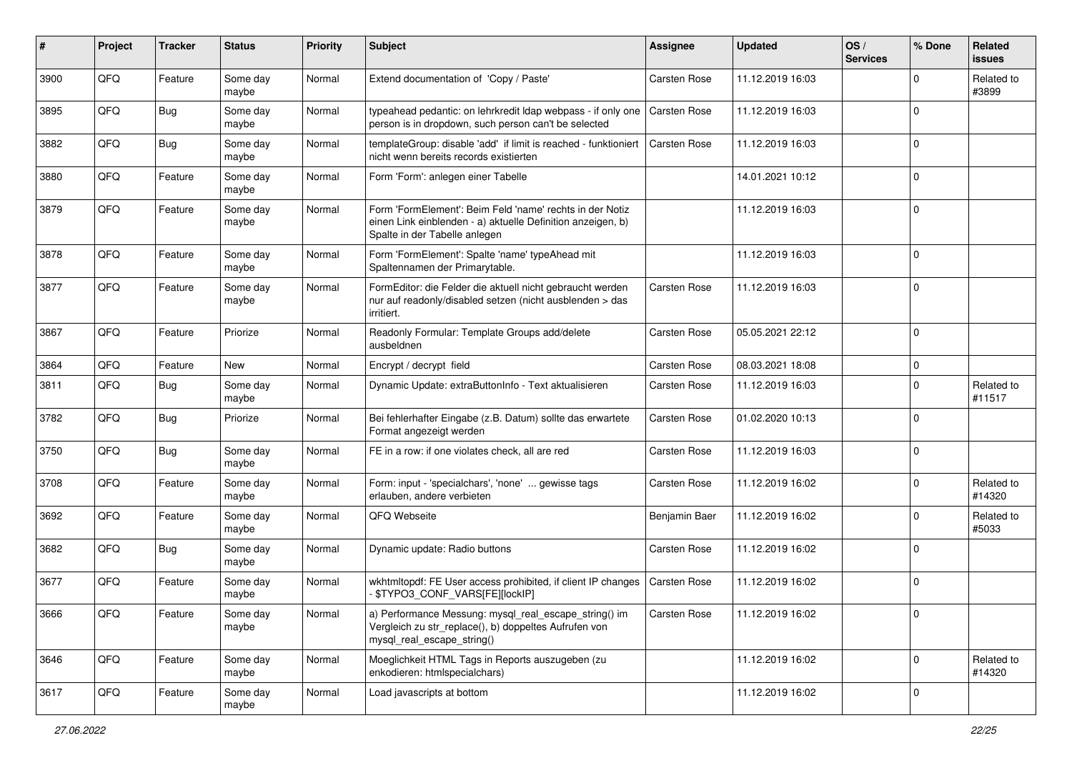| # | Project | Tracker | Status | Priority | Subject | Assignee | Updated | OS / Services | % Done | Related issues |
|---|---|---|---|---|---|---|---|---|---|---|
| 3900 | QFQ | Feature | Some day maybe | Normal | Extend documentation of 'Copy / Paste' | Carsten Rose | 11.12.2019 16:03 | | 0 | Related to #3899 |
| 3895 | QFQ | Bug | Some day maybe | Normal | typeahead pedantic: on lehrkredit ldap webpass - if only one person is in dropdown, such person can't be selected | Carsten Rose | 11.12.2019 16:03 | | 0 | |
| 3882 | QFQ | Bug | Some day maybe | Normal | templateGroup: disable 'add' if limit is reached - funktioniert nicht wenn bereits records existierten | Carsten Rose | 11.12.2019 16:03 | | 0 | |
| 3880 | QFQ | Feature | Some day maybe | Normal | Form 'Form': anlegen einer Tabelle | | 14.01.2021 10:12 | | 0 | |
| 3879 | QFQ | Feature | Some day maybe | Normal | Form 'FormElement': Beim Feld 'name' rechts in der Notiz einen Link einblenden - a) aktuelle Definition anzeigen, b) Spalte in der Tabelle anlegen | | 11.12.2019 16:03 | | 0 | |
| 3878 | QFQ | Feature | Some day maybe | Normal | Form 'FormElement': Spalte 'name' typeAhead mit Spaltennamen der Primarytable. | | 11.12.2019 16:03 | | 0 | |
| 3877 | QFQ | Feature | Some day maybe | Normal | FormEditor: die Felder die aktuell nicht gebraucht werden nur auf readonly/disabled setzen (nicht ausblenden > das irritiert. | Carsten Rose | 11.12.2019 16:03 | | 0 | |
| 3867 | QFQ | Feature | Priorize | Normal | Readonly Formular: Template Groups add/delete ausbeldnen | Carsten Rose | 05.05.2021 22:12 | | 0 | |
| 3864 | QFQ | Feature | New | Normal | Encrypt / decrypt field | Carsten Rose | 08.03.2021 18:08 | | 0 | |
| 3811 | QFQ | Bug | Some day maybe | Normal | Dynamic Update: extraButtonInfo - Text aktualisieren | Carsten Rose | 11.12.2019 16:03 | | 0 | Related to #11517 |
| 3782 | QFQ | Bug | Priorize | Normal | Bei fehlerhafter Eingabe (z.B. Datum) sollte das erwartete Format angezeigt werden | Carsten Rose | 01.02.2020 10:13 | | 0 | |
| 3750 | QFQ | Bug | Some day maybe | Normal | FE in a row: if one violates check, all are red | Carsten Rose | 11.12.2019 16:03 | | 0 | |
| 3708 | QFQ | Feature | Some day maybe | Normal | Form: input - 'specialchars', 'none' ... gewisse tags erlauben, andere verbieten | Carsten Rose | 11.12.2019 16:02 | | 0 | Related to #14320 |
| 3692 | QFQ | Feature | Some day maybe | Normal | QFQ Webseite | Benjamin Baer | 11.12.2019 16:02 | | 0 | Related to #5033 |
| 3682 | QFQ | Bug | Some day maybe | Normal | Dynamic update: Radio buttons | Carsten Rose | 11.12.2019 16:02 | | 0 | |
| 3677 | QFQ | Feature | Some day maybe | Normal | wkhtmltopdf: FE User access prohibited, if client IP changes - $TYPO3_CONF_VARS[FE][lockIP] | Carsten Rose | 11.12.2019 16:02 | | 0 | |
| 3666 | QFQ | Feature | Some day maybe | Normal | a) Performance Messung: mysql_real_escape_string() im Vergleich zu str_replace(), b) doppeltes Aufrufen von mysql_real_escape_string() | Carsten Rose | 11.12.2019 16:02 | | 0 | |
| 3646 | QFQ | Feature | Some day maybe | Normal | Moeglichkeit HTML Tags in Reports auszugeben (zu enkodieren: htmlspecialchars) | | 11.12.2019 16:02 | | 0 | Related to #14320 |
| 3617 | QFQ | Feature | Some day maybe | Normal | Load javascripts at bottom | | 11.12.2019 16:02 | | 0 | |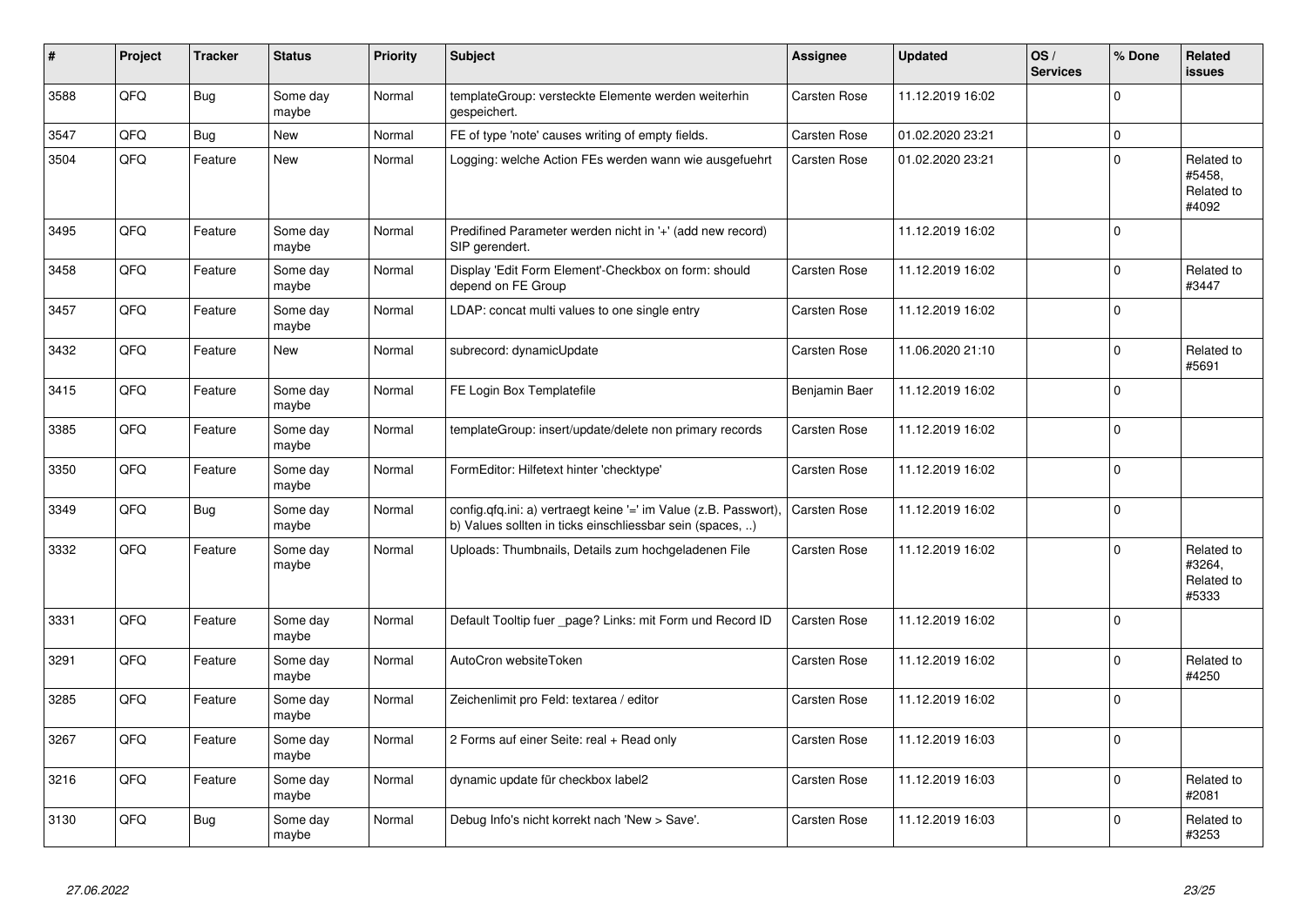| # | Project | Tracker | Status | Priority | Subject | Assignee | Updated | OS / Services | % Done | Related issues |
|---|---|---|---|---|---|---|---|---|---|---|
| 3588 | QFQ | Bug | Some day maybe | Normal | templateGroup: versteckte Elemente werden weiterhin gespeichert. | Carsten Rose | 11.12.2019 16:02 | | 0 | |
| 3547 | QFQ | Bug | New | Normal | FE of type 'note' causes writing of empty fields. | Carsten Rose | 01.02.2020 23:21 | | 0 | |
| 3504 | QFQ | Feature | New | Normal | Logging: welche Action FEs werden wann wie ausgefuehrt | Carsten Rose | 01.02.2020 23:21 | | 0 | Related to #5458, Related to #4092 |
| 3495 | QFQ | Feature | Some day maybe | Normal | Predifined Parameter werden nicht in '+' (add new record) SIP gerendert. | | 11.12.2019 16:02 | | 0 | |
| 3458 | QFQ | Feature | Some day maybe | Normal | Display 'Edit Form Element'-Checkbox on form: should depend on FE Group | Carsten Rose | 11.12.2019 16:02 | | 0 | Related to #3447 |
| 3457 | QFQ | Feature | Some day maybe | Normal | LDAP: concat multi values to one single entry | Carsten Rose | 11.12.2019 16:02 | | 0 | |
| 3432 | QFQ | Feature | New | Normal | subrecord: dynamicUpdate | Carsten Rose | 11.06.2020 21:10 | | 0 | Related to #5691 |
| 3415 | QFQ | Feature | Some day maybe | Normal | FE Login Box Templatefile | Benjamin Baer | 11.12.2019 16:02 | | 0 | |
| 3385 | QFQ | Feature | Some day maybe | Normal | templateGroup: insert/update/delete non primary records | Carsten Rose | 11.12.2019 16:02 | | 0 | |
| 3350 | QFQ | Feature | Some day maybe | Normal | FormEditor: Hilfetext hinter 'checktype' | Carsten Rose | 11.12.2019 16:02 | | 0 | |
| 3349 | QFQ | Bug | Some day maybe | Normal | config.qfq.ini: a) vertraegt keine '=' im Value (z.B. Passwort), b) Values sollten in ticks einschliessbar sein (spaces, ..) | Carsten Rose | 11.12.2019 16:02 | | 0 | |
| 3332 | QFQ | Feature | Some day maybe | Normal | Uploads: Thumbnails, Details zum hochgeladenen File | Carsten Rose | 11.12.2019 16:02 | | 0 | Related to #3264, Related to #5333 |
| 3331 | QFQ | Feature | Some day maybe | Normal | Default Tooltip fuer _page? Links: mit Form und Record ID | Carsten Rose | 11.12.2019 16:02 | | 0 | |
| 3291 | QFQ | Feature | Some day maybe | Normal | AutoCron websiteToken | Carsten Rose | 11.12.2019 16:02 | | 0 | Related to #4250 |
| 3285 | QFQ | Feature | Some day maybe | Normal | Zeichenlimit pro Feld: textarea / editor | Carsten Rose | 11.12.2019 16:02 | | 0 | |
| 3267 | QFQ | Feature | Some day maybe | Normal | 2 Forms auf einer Seite: real + Read only | Carsten Rose | 11.12.2019 16:03 | | 0 | |
| 3216 | QFQ | Feature | Some day maybe | Normal | dynamic update für checkbox label2 | Carsten Rose | 11.12.2019 16:03 | | 0 | Related to #2081 |
| 3130 | QFQ | Bug | Some day maybe | Normal | Debug Info's nicht korrekt nach 'New > Save'. | Carsten Rose | 11.12.2019 16:03 | | 0 | Related to #3253 |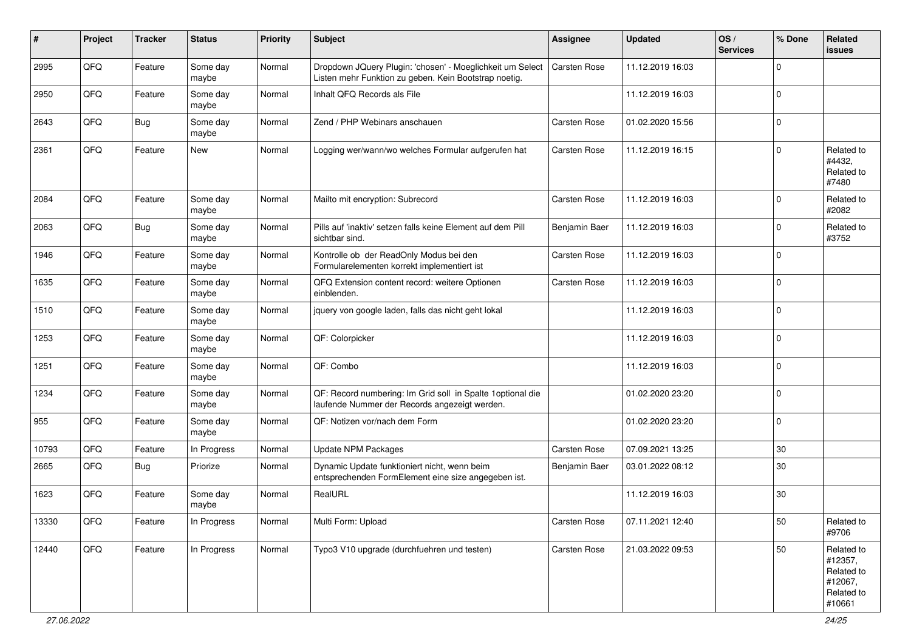| # | Project | Tracker | Status | Priority | Subject | Assignee | Updated | OS / Services | % Done | Related issues |
|---|---|---|---|---|---|---|---|---|---|---|
| 2995 | QFQ | Feature | Some day maybe | Normal | Dropdown JQuery Plugin: 'chosen' - Moeglichkeit um Select Listen mehr Funktion zu geben. Kein Bootstrap noetig. | Carsten Rose | 11.12.2019 16:03 | | 0 | |
| 2950 | QFQ | Feature | Some day maybe | Normal | Inhalt QFQ Records als File | | 11.12.2019 16:03 | | 0 | |
| 2643 | QFQ | Bug | Some day maybe | Normal | Zend / PHP Webinars anschauen | Carsten Rose | 01.02.2020 15:56 | | 0 | |
| 2361 | QFQ | Feature | New | Normal | Logging wer/wann/wo welches Formular aufgerufen hat | Carsten Rose | 11.12.2019 16:15 | | 0 | Related to #4432, Related to #7480 |
| 2084 | QFQ | Feature | Some day maybe | Normal | Mailto mit encryption: Subrecord | Carsten Rose | 11.12.2019 16:03 | | 0 | Related to #2082 |
| 2063 | QFQ | Bug | Some day maybe | Normal | Pills auf 'inaktiv' setzen falls keine Element auf dem Pill sichtbar sind. | Benjamin Baer | 11.12.2019 16:03 | | 0 | Related to #3752 |
| 1946 | QFQ | Feature | Some day maybe | Normal | Kontrolle ob der ReadOnly Modus bei den Formularelementen korrekt implementiert ist | Carsten Rose | 11.12.2019 16:03 | | 0 | |
| 1635 | QFQ | Feature | Some day maybe | Normal | QFQ Extension content record: weitere Optionen einblenden. | Carsten Rose | 11.12.2019 16:03 | | 0 | |
| 1510 | QFQ | Feature | Some day maybe | Normal | jquery von google laden, falls das nicht geht lokal | | 11.12.2019 16:03 | | 0 | |
| 1253 | QFQ | Feature | Some day maybe | Normal | QF: Colorpicker | | 11.12.2019 16:03 | | 0 | |
| 1251 | QFQ | Feature | Some day maybe | Normal | QF: Combo | | 11.12.2019 16:03 | | 0 | |
| 1234 | QFQ | Feature | Some day maybe | Normal | QF: Record numbering: Im Grid soll in Spalte 1optional die laufende Nummer der Records angezeigt werden. | | 01.02.2020 23:20 | | 0 | |
| 955 | QFQ | Feature | Some day maybe | Normal | QF: Notizen vor/nach dem Form | | 01.02.2020 23:20 | | 0 | |
| 10793 | QFQ | Feature | In Progress | Normal | Update NPM Packages | Carsten Rose | 07.09.2021 13:25 | | 30 | |
| 2665 | QFQ | Bug | Priorize | Normal | Dynamic Update funktioniert nicht, wenn beim entsprechenden FormElement eine size angegeben ist. | Benjamin Baer | 03.01.2022 08:12 | | 30 | |
| 1623 | QFQ | Feature | Some day maybe | Normal | RealURL | | 11.12.2019 16:03 | | 30 | |
| 13330 | QFQ | Feature | In Progress | Normal | Multi Form: Upload | Carsten Rose | 07.11.2021 12:40 | | 50 | Related to #9706 |
| 12440 | QFQ | Feature | In Progress | Normal | Typo3 V10 upgrade (durchfuehren und testen) | Carsten Rose | 21.03.2022 09:53 | | 50 | Related to #12357, Related to #12067, Related to #10661 |

27.06.2022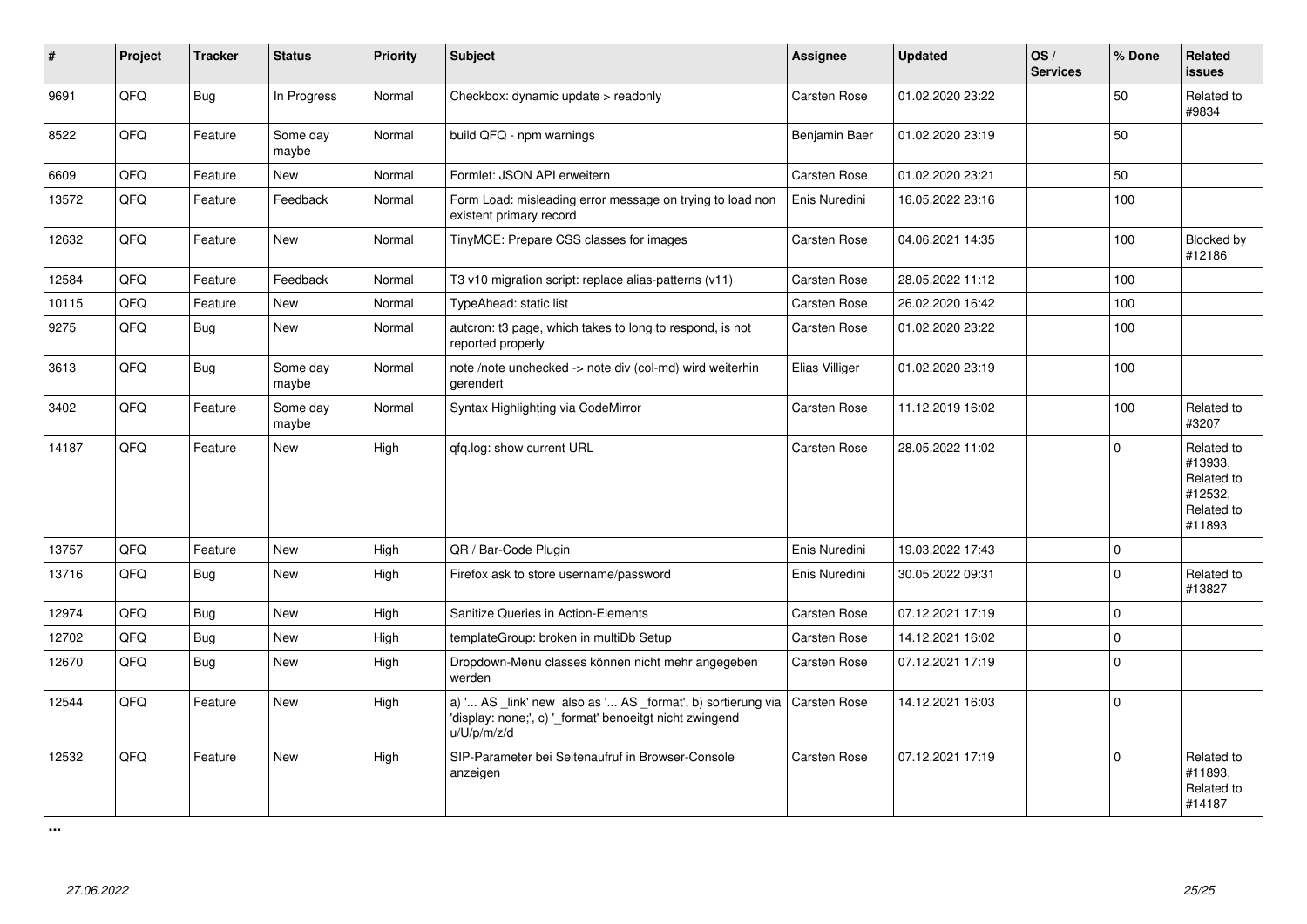| # | Project | Tracker | Status | Priority | Subject | Assignee | Updated | OS / Services | % Done | Related issues |
|---|---|---|---|---|---|---|---|---|---|---|
| 9691 | QFQ | Bug | In Progress | Normal | Checkbox: dynamic update > readonly | Carsten Rose | 01.02.2020 23:22 | | 50 | Related to #9834 |
| 8522 | QFQ | Feature | Some day maybe | Normal | build QFQ - npm warnings | Benjamin Baer | 01.02.2020 23:19 | | 50 | |
| 6609 | QFQ | Feature | New | Normal | Formlet: JSON API erweitern | Carsten Rose | 01.02.2020 23:21 | | 50 | |
| 13572 | QFQ | Feature | Feedback | Normal | Form Load: misleading error message on trying to load non existent primary record | Enis Nuredini | 16.05.2022 23:16 | | 100 | |
| 12632 | QFQ | Feature | New | Normal | TinyMCE: Prepare CSS classes for images | Carsten Rose | 04.06.2021 14:35 | | 100 | Blocked by #12186 |
| 12584 | QFQ | Feature | Feedback | Normal | T3 v10 migration script: replace alias-patterns (v11) | Carsten Rose | 28.05.2022 11:12 | | 100 | |
| 10115 | QFQ | Feature | New | Normal | TypeAhead: static list | Carsten Rose | 26.02.2020 16:42 | | 100 | |
| 9275 | QFQ | Bug | New | Normal | autcron: t3 page, which takes to long to respond, is not reported properly | Carsten Rose | 01.02.2020 23:22 | | 100 | |
| 3613 | QFQ | Bug | Some day maybe | Normal | note /note unchecked -> note div (col-md) wird weiterhin gerendert | Elias Villiger | 01.02.2020 23:19 | | 100 | |
| 3402 | QFQ | Feature | Some day maybe | Normal | Syntax Highlighting via CodeMirror | Carsten Rose | 11.12.2019 16:02 | | 100 | Related to #3207 |
| 14187 | QFQ | Feature | New | High | qfq.log: show current URL | Carsten Rose | 28.05.2022 11:02 | | 0 | Related to #13933, Related to #12532, Related to #11893 |
| 13757 | QFQ | Feature | New | High | QR / Bar-Code Plugin | Enis Nuredini | 19.03.2022 17:43 | | 0 | |
| 13716 | QFQ | Bug | New | High | Firefox ask to store username/password | Enis Nuredini | 30.05.2022 09:31 | | 0 | Related to #13827 |
| 12974 | QFQ | Bug | New | High | Sanitize Queries in Action-Elements | Carsten Rose | 07.12.2021 17:19 | | 0 | |
| 12702 | QFQ | Bug | New | High | templateGroup: broken in multiDb Setup | Carsten Rose | 14.12.2021 16:02 | | 0 | |
| 12670 | QFQ | Bug | New | High | Dropdown-Menu classes können nicht mehr angegeben werden | Carsten Rose | 07.12.2021 17:19 | | 0 | |
| 12544 | QFQ | Feature | New | High | a) '... AS _link' new also as '... AS _format', b) sortierung via 'display: none;', c) '_format' benoeitgt nicht zwingend u/U/p/m/z/d | Carsten Rose | 14.12.2021 16:03 | | 0 | |
| 12532 | QFQ | Feature | New | High | SIP-Parameter bei Seitenaufruf in Browser-Console anzeigen | Carsten Rose | 07.12.2021 17:19 | | 0 | Related to #11893, Related to #14187 |

...